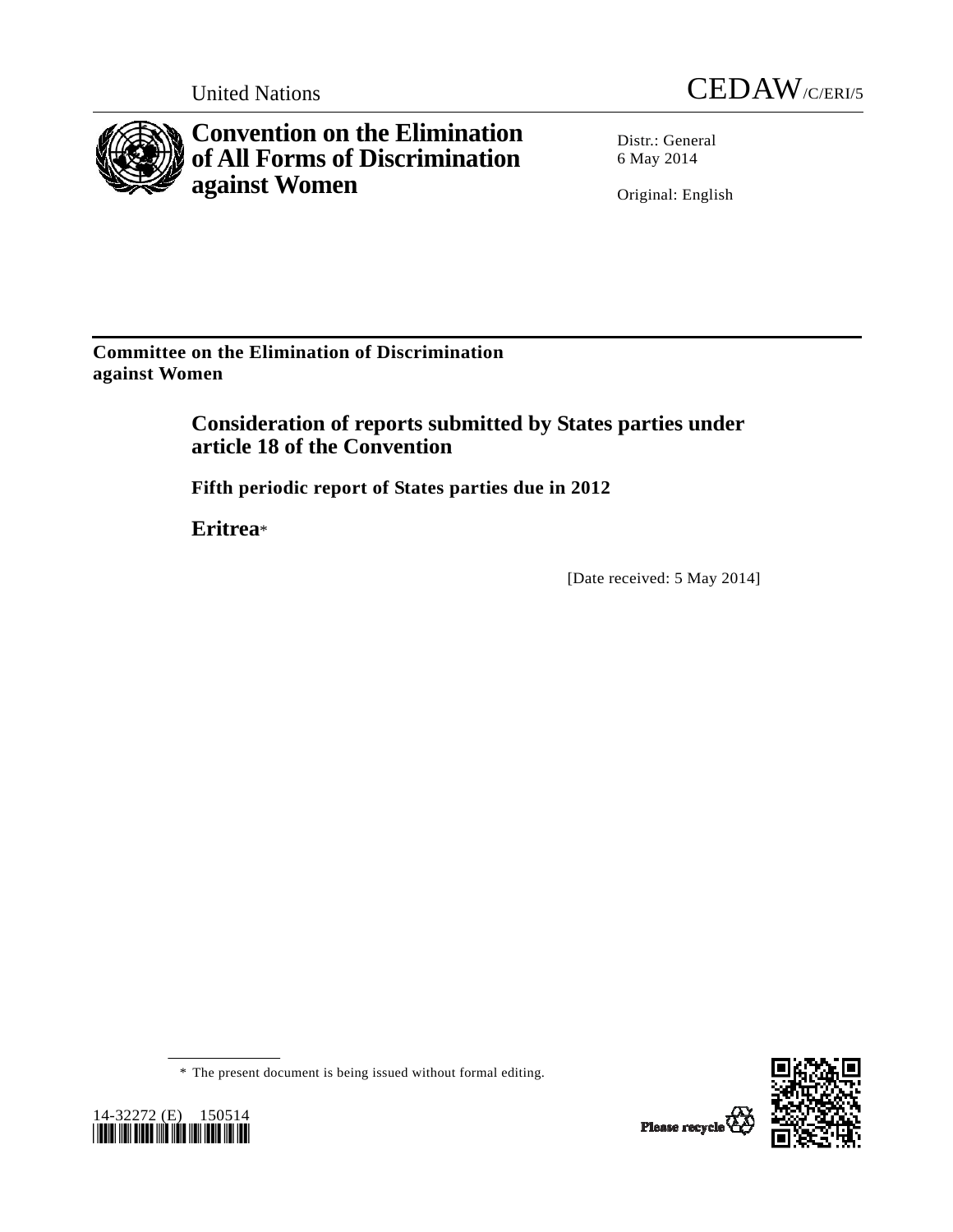United Nations

CEDAW/C/ERI/5

# Convention on the Elimination of All Forms of Discrimination against Women

Distr.: General
6 May 2014

Original: English

**Committee on the Elimination of Discrimination against Women**

## Consideration of reports submitted by States parties under article 18 of the Convention

### Fifth periodic report of States parties due in 2012

## Eritrea*

[Date received: 5 May 2014]

\* The present document is being issued without formal editing.

14-32272 (E) 150514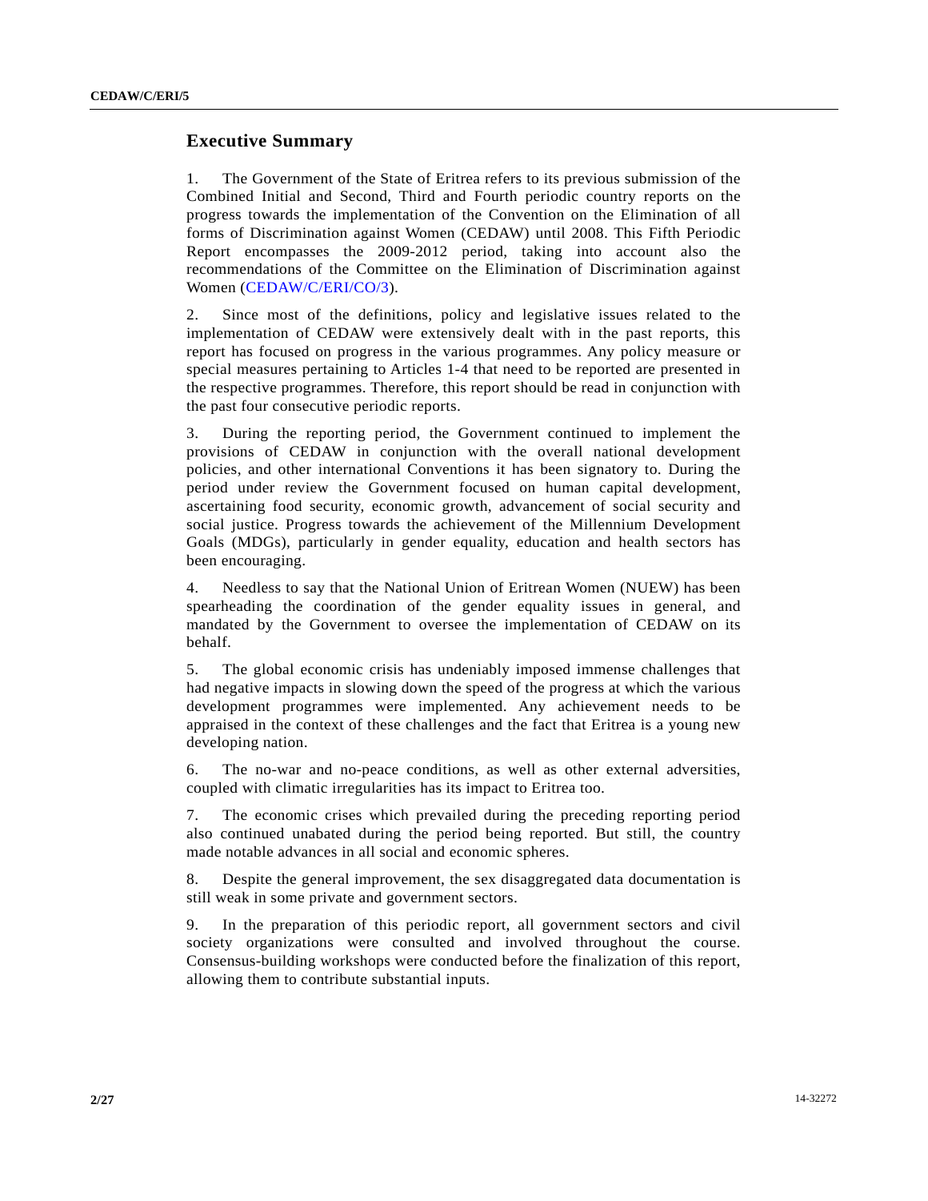## Executive Summary

1. The Government of the State of Eritrea refers to its previous submission of the Combined Initial and Second, Third and Fourth periodic country reports on the progress towards the implementation of the Convention on the Elimination of all forms of Discrimination against Women (CEDAW) until 2008. This Fifth Periodic Report encompasses the 2009-2012 period, taking into account also the recommendations of the Committee on the Elimination of Discrimination against Women (CEDAW/C/ERI/CO/3).

2. Since most of the definitions, policy and legislative issues related to the implementation of CEDAW were extensively dealt with in the past reports, this report has focused on progress in the various programmes. Any policy measure or special measures pertaining to Articles 1-4 that need to be reported are presented in the respective programmes. Therefore, this report should be read in conjunction with the past four consecutive periodic reports.

3. During the reporting period, the Government continued to implement the provisions of CEDAW in conjunction with the overall national development policies, and other international Conventions it has been signatory to. During the period under review the Government focused on human capital development, ascertaining food security, economic growth, advancement of social security and social justice. Progress towards the achievement of the Millennium Development Goals (MDGs), particularly in gender equality, education and health sectors has been encouraging.

4. Needless to say that the National Union of Eritrean Women (NUEW) has been spearheading the coordination of the gender equality issues in general, and mandated by the Government to oversee the implementation of CEDAW on its behalf.

5. The global economic crisis has undeniably imposed immense challenges that had negative impacts in slowing down the speed of the progress at which the various development programmes were implemented. Any achievement needs to be appraised in the context of these challenges and the fact that Eritrea is a young new developing nation.

6. The no-war and no-peace conditions, as well as other external adversities, coupled with climatic irregularities has its impact to Eritrea too.

7. The economic crises which prevailed during the preceding reporting period also continued unabated during the period being reported. But still, the country made notable advances in all social and economic spheres.

8. Despite the general improvement, the sex disaggregated data documentation is still weak in some private and government sectors.

9. In the preparation of this periodic report, all government sectors and civil society organizations were consulted and involved throughout the course. Consensus-building workshops were conducted before the finalization of this report, allowing them to contribute substantial inputs.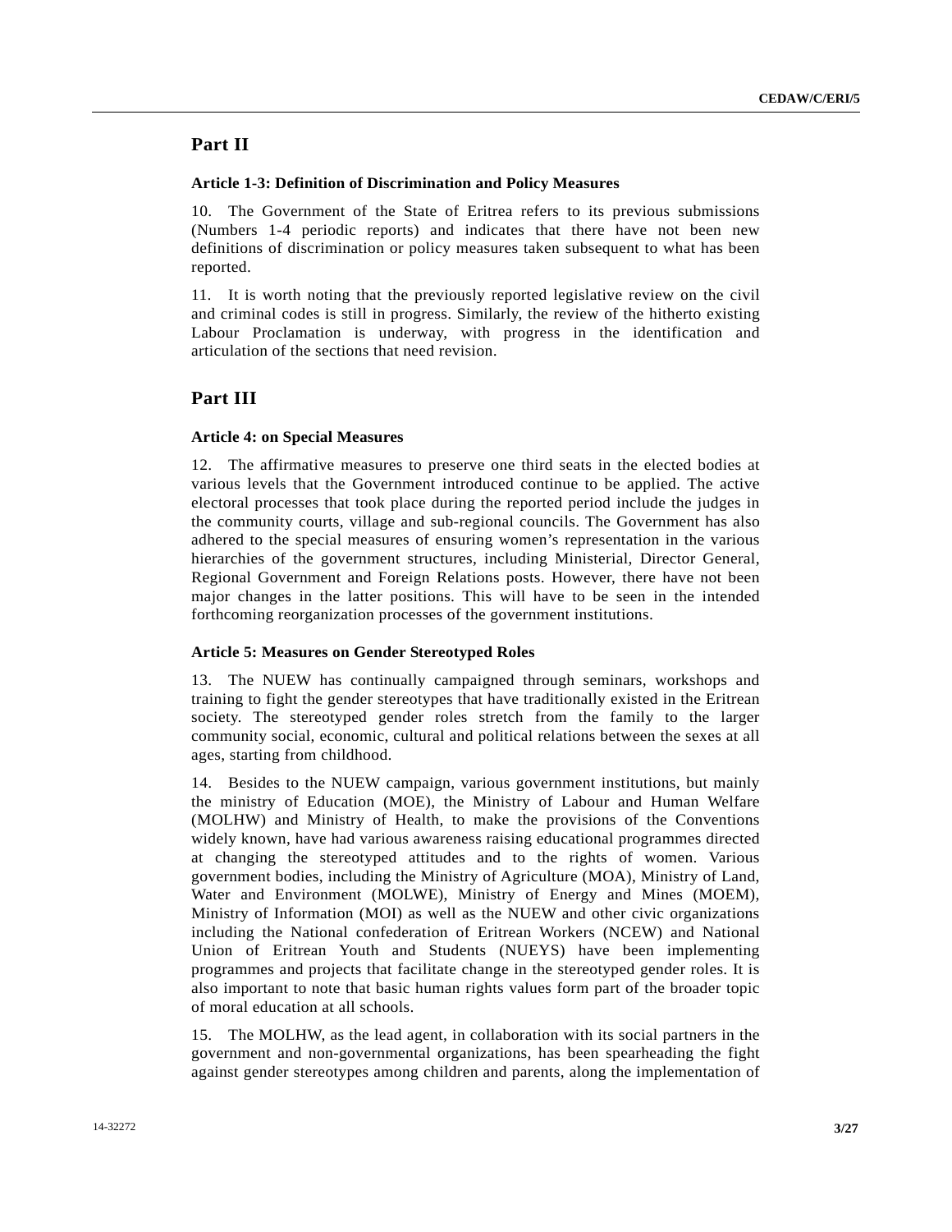## Part II

### Article 1-3: Definition of Discrimination and Policy Measures

10. The Government of the State of Eritrea refers to its previous submissions (Numbers 1-4 periodic reports) and indicates that there have not been new definitions of discrimination or policy measures taken subsequent to what has been reported.

11. It is worth noting that the previously reported legislative review on the civil and criminal codes is still in progress. Similarly, the review of the hitherto existing Labour Proclamation is underway, with progress in the identification and articulation of the sections that need revision.

## Part III

### Article 4: on Special Measures

12. The affirmative measures to preserve one third seats in the elected bodies at various levels that the Government introduced continue to be applied. The active electoral processes that took place during the reported period include the judges in the community courts, village and sub-regional councils. The Government has also adhered to the special measures of ensuring women's representation in the various hierarchies of the government structures, including Ministerial, Director General, Regional Government and Foreign Relations posts. However, there have not been major changes in the latter positions. This will have to be seen in the intended forthcoming reorganization processes of the government institutions.

### Article 5: Measures on Gender Stereotyped Roles

13. The NUEW has continually campaigned through seminars, workshops and training to fight the gender stereotypes that have traditionally existed in the Eritrean society. The stereotyped gender roles stretch from the family to the larger community social, economic, cultural and political relations between the sexes at all ages, starting from childhood.

14. Besides to the NUEW campaign, various government institutions, but mainly the ministry of Education (MOE), the Ministry of Labour and Human Welfare (MOLHW) and Ministry of Health, to make the provisions of the Conventions widely known, have had various awareness raising educational programmes directed at changing the stereotyped attitudes and to the rights of women. Various government bodies, including the Ministry of Agriculture (MOA), Ministry of Land, Water and Environment (MOLWE), Ministry of Energy and Mines (MOEM), Ministry of Information (MOI) as well as the NUEW and other civic organizations including the National confederation of Eritrean Workers (NCEW) and National Union of Eritrean Youth and Students (NUEYS) have been implementing programmes and projects that facilitate change in the stereotyped gender roles. It is also important to note that basic human rights values form part of the broader topic of moral education at all schools.

15. The MOLHW, as the lead agent, in collaboration with its social partners in the government and non-governmental organizations, has been spearheading the fight against gender stereotypes among children and parents, along the implementation of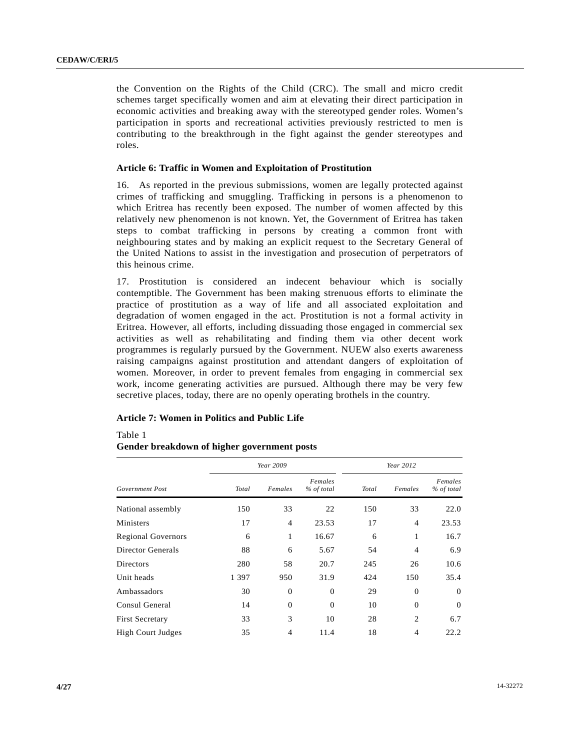the Convention on the Rights of the Child (CRC). The small and micro credit schemes target specifically women and aim at elevating their direct participation in economic activities and breaking away with the stereotyped gender roles. Women's participation in sports and recreational activities previously restricted to men is contributing to the breakthrough in the fight against the gender stereotypes and roles.

### Article 6: Traffic in Women and Exploitation of Prostitution

16. As reported in the previous submissions, women are legally protected against crimes of trafficking and smuggling. Trafficking in persons is a phenomenon to which Eritrea has recently been exposed. The number of women affected by this relatively new phenomenon is not known. Yet, the Government of Eritrea has taken steps to combat trafficking in persons by creating a common front with neighbouring states and by making an explicit request to the Secretary General of the United Nations to assist in the investigation and prosecution of perpetrators of this heinous crime.

17. Prostitution is considered an indecent behaviour which is socially contemptible. The Government has been making strenuous efforts to eliminate the practice of prostitution as a way of life and all associated exploitation and degradation of women engaged in the act. Prostitution is not a formal activity in Eritrea. However, all efforts, including dissuading those engaged in commercial sex activities as well as rehabilitating and finding them via other decent work programmes is regularly pursued by the Government. NUEW also exerts awareness raising campaigns against prostitution and attendant dangers of exploitation of women. Moreover, in order to prevent females from engaging in commercial sex work, income generating activities are pursued. Although there may be very few secretive places, today, there are no openly operating brothels in the country.

### Article 7: Women in Politics and Public Life

Table 1
**Gender breakdown of higher government posts**

| | *Year 2009* | | | *Year 2012* | | |
|---|---|---|---|---|---|---|
| *Government Post* | *Total* | *Females* | *Females % of total* | *Total* | *Females* | *Females % of total* |
| National assembly | 150 | 33 | 22 | 150 | 33 | 22.0 |
| Ministers | 17 | 4 | 23.53 | 17 | 4 | 23.53 |
| Regional Governors | 6 | 1 | 16.67 | 6 | 1 | 16.7 |
| Director Generals | 88 | 6 | 5.67 | 54 | 4 | 6.9 |
| Directors | 280 | 58 | 20.7 | 245 | 26 | 10.6 |
| Unit heads | 1 397 | 950 | 31.9 | 424 | 150 | 35.4 |
| Ambassadors | 30 | 0 | 0 | 29 | 0 | 0 |
| Consul General | 14 | 0 | 0 | 10 | 0 | 0 |
| First Secretary | 33 | 3 | 10 | 28 | 2 | 6.7 |
| High Court Judges | 35 | 4 | 11.4 | 18 | 4 | 22.2 |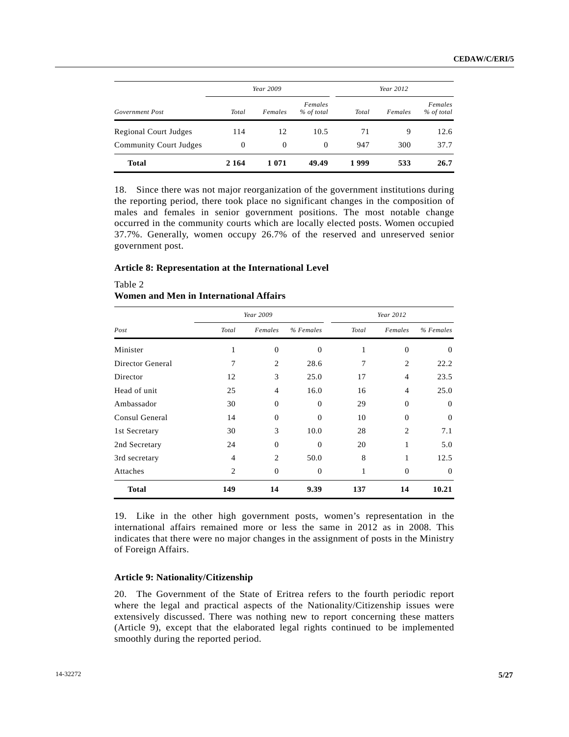| Government Post | Year 2009 | | | Year 2012 | | |
|---|---|---|---|---|---|---|
| | Total | Females | Females % of total | Total | Females | Females % of total |
| Regional Court Judges | 114 | 12 | 10.5 | 71 | 9 | 12.6 |
| Community Court Judges | 0 | 0 | 0 | 947 | 300 | 37.7 |
| **Total** | **2 164** | **1 071** | **49.49** | **1 999** | **533** | **26.7** |

18. Since there was not major reorganization of the government institutions during the reporting period, there took place no significant changes in the composition of males and females in senior government positions. The most notable change occurred in the community courts which are locally elected posts. Women occupied 37.7%. Generally, women occupy 26.7% of the reserved and unreserved senior government post.

### Article 8: Representation at the International Level

Table 2
**Women and Men in International Affairs**

| Post | Year 2009 | | | Year 2012 | | |
|---|---|---|---|---|---|---|
| | Total | Females | % Females | Total | Females | % Females |
| Minister | 1 | 0 | 0 | 1 | 0 | 0 |
| Director General | 7 | 2 | 28.6 | 7 | 2 | 22.2 |
| Director | 12 | 3 | 25.0 | 17 | 4 | 23.5 |
| Head of unit | 25 | 4 | 16.0 | 16 | 4 | 25.0 |
| Ambassador | 30 | 0 | 0 | 29 | 0 | 0 |
| Consul General | 14 | 0 | 0 | 10 | 0 | 0 |
| 1st Secretary | 30 | 3 | 10.0 | 28 | 2 | 7.1 |
| 2nd Secretary | 24 | 0 | 0 | 20 | 1 | 5.0 |
| 3rd secretary | 4 | 2 | 50.0 | 8 | 1 | 12.5 |
| Attaches | 2 | 0 | 0 | 1 | 0 | 0 |
| **Total** | **149** | **14** | **9.39** | **137** | **14** | **10.21** |

19. Like in the other high government posts, women's representation in the international affairs remained more or less the same in 2012 as in 2008. This indicates that there were no major changes in the assignment of posts in the Ministry of Foreign Affairs.

### Article 9: Nationality/Citizenship

20. The Government of the State of Eritrea refers to the fourth periodic report where the legal and practical aspects of the Nationality/Citizenship issues were extensively discussed. There was nothing new to report concerning these matters (Article 9), except that the elaborated legal rights continued to be implemented smoothly during the reported period.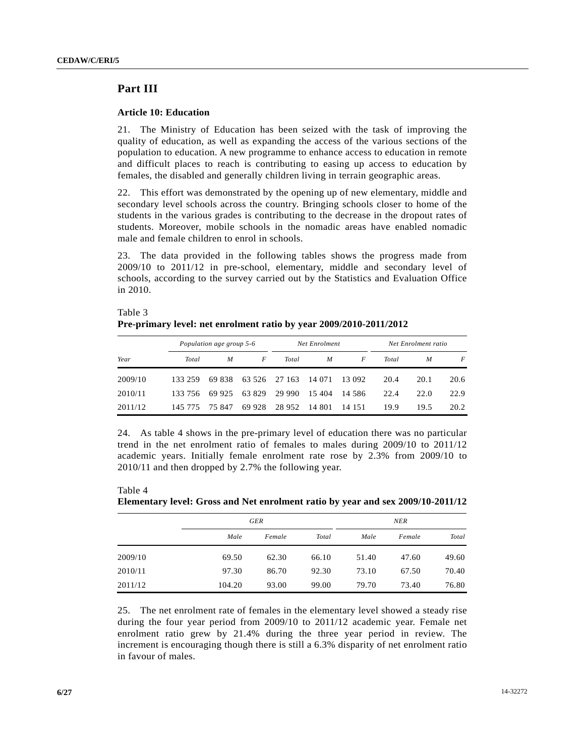# Part III

### Article 10: Education

21. The Ministry of Education has been seized with the task of improving the quality of education, as well as expanding the access of the various sections of the population to education. A new programme to enhance access to education in remote and difficult places to reach is contributing to easing up access to education by females, the disabled and generally children living in terrain geographic areas.

22. This effort was demonstrated by the opening up of new elementary, middle and secondary level schools across the country. Bringing schools closer to home of the students in the various grades is contributing to the decrease in the dropout rates of students. Moreover, mobile schools in the nomadic areas have enabled nomadic male and female children to enrol in schools.

23. The data provided in the following tables shows the progress made from 2009/10 to 2011/12 in pre-school, elementary, middle and secondary level of schools, according to the survey carried out by the Statistics and Evaluation Office in 2010.

Table 3
**Pre-primary level: net enrolment ratio by year 2009/2010-2011/2012**

| | *Population age group 5-6* | | | *Net Enrolment* | | | *Net Enrolment ratio* | | |
|---|---|---|---|---|---|---|---|---|---|
| *Year* | *Total* | *M* | *F* | *Total* | *M* | *F* | *Total* | *M* | *F* |
| 2009/10 | 133 259 | 69 838 | 63 526 | 27 163 | 14 071 | 13 092 | 20.4 | 20.1 | 20.6 |
| 2010/11 | 133 756 | 69 925 | 63 829 | 29 990 | 15 404 | 14 586 | 22.4 | 22.0 | 22.9 |
| 2011/12 | 145 775 | 75 847 | 69 928 | 28 952 | 14 801 | 14 151 | 19.9 | 19.5 | 20.2 |

24. As table 4 shows in the pre-primary level of education there was no particular trend in the net enrolment ratio of females to males during 2009/10 to 2011/12 academic years. Initially female enrolment rate rose by 2.3% from 2009/10 to 2010/11 and then dropped by 2.7% the following year.

Table 4
**Elementary level: Gross and Net enrolment ratio by year and sex 2009/10-2011/12**

| | *GER* | | | *NER* | | |
|---|---|---|---|---|---|---|
| | *Male* | *Female* | *Total* | *Male* | *Female* | *Total* |
| 2009/10 | 69.50 | 62.30 | 66.10 | 51.40 | 47.60 | 49.60 |
| 2010/11 | 97.30 | 86.70 | 92.30 | 73.10 | 67.50 | 70.40 |
| 2011/12 | 104.20 | 93.00 | 99.00 | 79.70 | 73.40 | 76.80 |

25. The net enrolment rate of females in the elementary level showed a steady rise during the four year period from 2009/10 to 2011/12 academic year. Female net enrolment ratio grew by 21.4% during the three year period in review. The increment is encouraging though there is still a 6.3% disparity of net enrolment ratio in favour of males.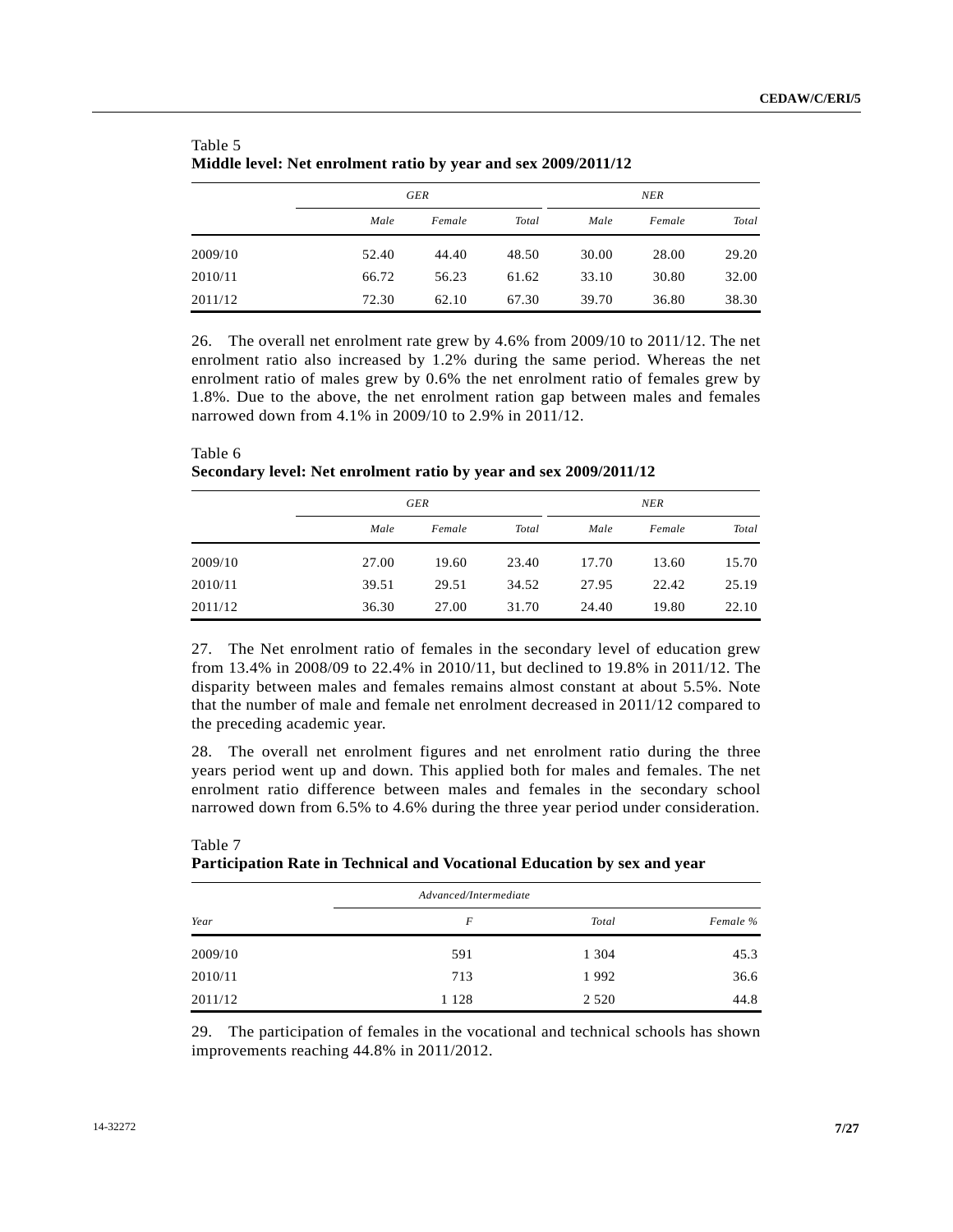Table 5
**Middle level: Net enrolment ratio by year and sex 2009/2011/12**

| | *GER* | | | *NER* | | |
|---|---|---|---|---|---|---|
| | *Male* | *Female* | *Total* | *Male* | *Female* | *Total* |
| 2009/10 | 52.40 | 44.40 | 48.50 | 30.00 | 28.00 | 29.20 |
| 2010/11 | 66.72 | 56.23 | 61.62 | 33.10 | 30.80 | 32.00 |
| 2011/12 | 72.30 | 62.10 | 67.30 | 39.70 | 36.80 | 38.30 |

26. The overall net enrolment rate grew by 4.6% from 2009/10 to 2011/12. The net enrolment ratio also increased by 1.2% during the same period. Whereas the net enrolment ratio of males grew by 0.6% the net enrolment ratio of females grew by 1.8%. Due to the above, the net enrolment ration gap between males and females narrowed down from 4.1% in 2009/10 to 2.9% in 2011/12.

Table 6
**Secondary level: Net enrolment ratio by year and sex 2009/2011/12**

| | *GER* | | | *NER* | | |
|---|---|---|---|---|---|---|
| | *Male* | *Female* | *Total* | *Male* | *Female* | *Total* |
| 2009/10 | 27.00 | 19.60 | 23.40 | 17.70 | 13.60 | 15.70 |
| 2010/11 | 39.51 | 29.51 | 34.52 | 27.95 | 22.42 | 25.19 |
| 2011/12 | 36.30 | 27.00 | 31.70 | 24.40 | 19.80 | 22.10 |

27. The Net enrolment ratio of females in the secondary level of education grew from 13.4% in 2008/09 to 22.4% in 2010/11, but declined to 19.8% in 2011/12. The disparity between males and females remains almost constant at about 5.5%. Note that the number of male and female net enrolment decreased in 2011/12 compared to the preceding academic year.

28. The overall net enrolment figures and net enrolment ratio during the three years period went up and down. This applied both for males and females. The net enrolment ratio difference between males and females in the secondary school narrowed down from 6.5% to 4.6% during the three year period under consideration.

Table 7
**Participation Rate in Technical and Vocational Education by sex and year**

| | *Advanced/Intermediate* | | |
|---|---|---|---|
| *Year* | *F* | *Total* | *Female %* |
| 2009/10 | 591 | 1 304 | 45.3 |
| 2010/11 | 713 | 1 992 | 36.6 |
| 2011/12 | 1 128 | 2 520 | 44.8 |

29. The participation of females in the vocational and technical schools has shown improvements reaching 44.8% in 2011/2012.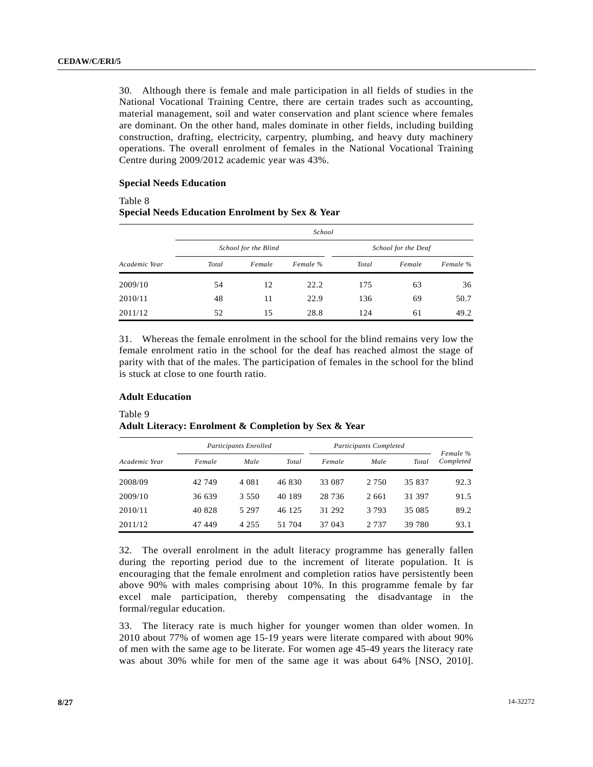30. Although there is female and male participation in all fields of studies in the National Vocational Training Centre, there are certain trades such as accounting, material management, soil and water conservation and plant science where females are dominant. On the other hand, males dominate in other fields, including building construction, drafting, electricity, carpentry, plumbing, and heavy duty machinery operations. The overall enrolment of females in the National Vocational Training Centre during 2009/2012 academic year was 43%.

**Special Needs Education**

Table 8
**Special Needs Education Enrolment by Sex & Year**

| | *School* | | | | | |
|---|---|---|---|---|---|---|
| | *School for the Blind* | | | *School for the Deaf* | | |
| *Academic Year* | *Total* | *Female* | *Female %* | *Total* | *Female* | *Female %* |
| 2009/10 | 54 | 12 | 22.2 | 175 | 63 | 36 |
| 2010/11 | 48 | 11 | 22.9 | 136 | 69 | 50.7 |
| 2011/12 | 52 | 15 | 28.8 | 124 | 61 | 49.2 |

31. Whereas the female enrolment in the school for the blind remains very low the female enrolment ratio in the school for the deaf has reached almost the stage of parity with that of the males. The participation of females in the school for the blind is stuck at close to one fourth ratio.

**Adult Education**

Table 9
**Adult Literacy: Enrolment & Completion by Sex & Year**

| | *Participants Enrolled* | | | *Participants Completed* | | | |
|---|---|---|---|---|---|---|---|
| *Academic Year* | *Female* | *Male* | *Total* | *Female* | *Male* | *Total* | *Female % Completed* |
| 2008/09 | 42 749 | 4 081 | 46 830 | 33 087 | 2 750 | 35 837 | 92.3 |
| 2009/10 | 36 639 | 3 550 | 40 189 | 28 736 | 2 661 | 31 397 | 91.5 |
| 2010/11 | 40 828 | 5 297 | 46 125 | 31 292 | 3 793 | 35 085 | 89.2 |
| 2011/12 | 47 449 | 4 255 | 51 704 | 37 043 | 2 737 | 39 780 | 93.1 |

32. The overall enrolment in the adult literacy programme has generally fallen during the reporting period due to the increment of literate population. It is encouraging that the female enrolment and completion ratios have persistently been above 90% with males comprising about 10%. In this programme female by far excel male participation, thereby compensating the disadvantage in the formal/regular education.

33. The literacy rate is much higher for younger women than older women. In 2010 about 77% of women age 15-19 years were literate compared with about 90% of men with the same age to be literate. For women age 45-49 years the literacy rate was about 30% while for men of the same age it was about 64% [NSO, 2010].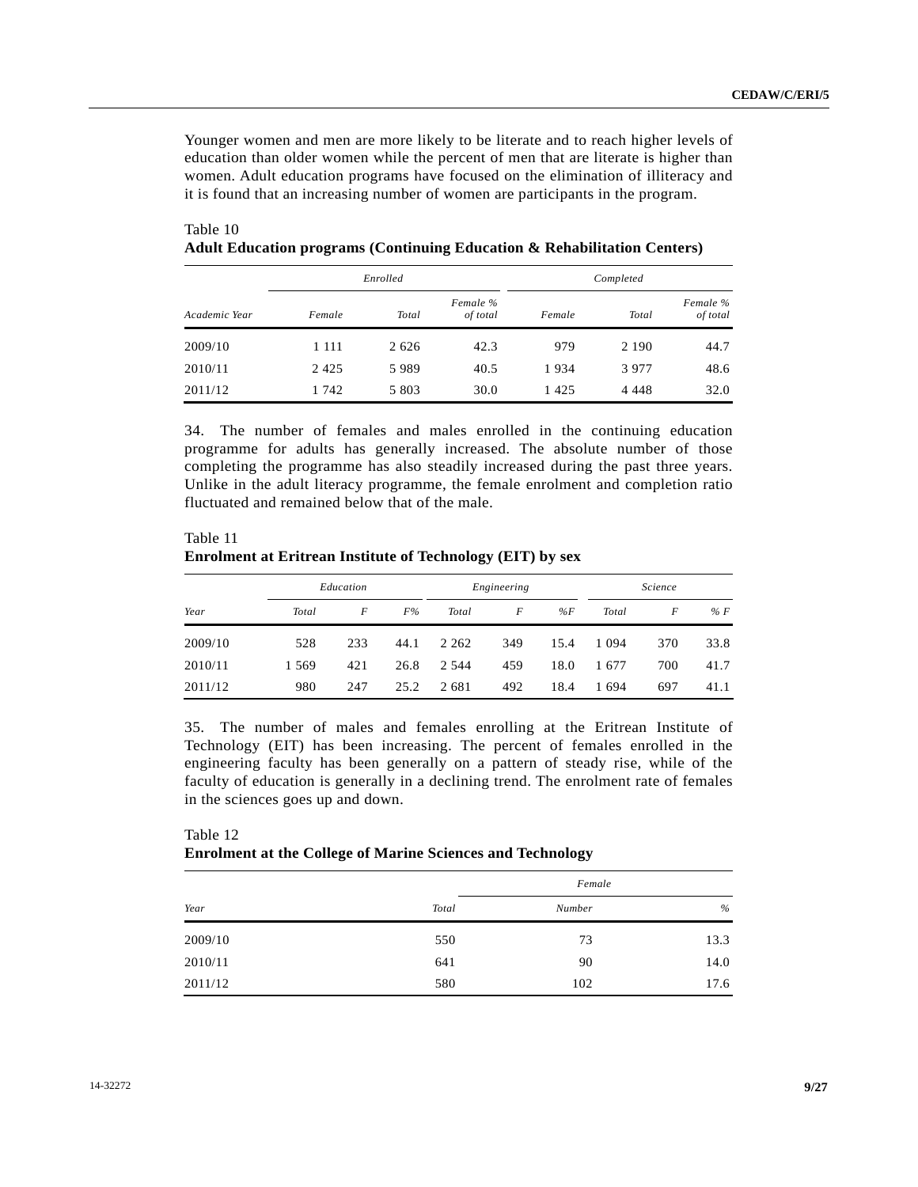Younger women and men are more likely to be literate and to reach higher levels of education than older women while the percent of men that are literate is higher than women. Adult education programs have focused on the elimination of illiteracy and it is found that an increasing number of women are participants in the program.

Table 10
**Adult Education programs (Continuing Education & Rehabilitation Centers)**

| | Enrolled | | | Completed | | |
|---|---|---|---|---|---|---|
| Academic Year | Female | Total | Female % of total | Female | Total | Female % of total |
| 2009/10 | 1 111 | 2 626 | 42.3 | 979 | 2 190 | 44.7 |
| 2010/11 | 2 425 | 5 989 | 40.5 | 1 934 | 3 977 | 48.6 |
| 2011/12 | 1 742 | 5 803 | 30.0 | 1 425 | 4 448 | 32.0 |

34. The number of females and males enrolled in the continuing education programme for adults has generally increased. The absolute number of those completing the programme has also steadily increased during the past three years. Unlike in the adult literacy programme, the female enrolment and completion ratio fluctuated and remained below that of the male.

Table 11
**Enrolment at Eritrean Institute of Technology (EIT) by sex**

| | Education | | | Engineering | | | Science | | |
|---|---|---|---|---|---|---|---|---|---|
| Year | Total | F | F% | Total | F | %F | Total | F | % F |
| 2009/10 | 528 | 233 | 44.1 | 2 262 | 349 | 15.4 | 1 094 | 370 | 33.8 |
| 2010/11 | 1 569 | 421 | 26.8 | 2 544 | 459 | 18.0 | 1 677 | 700 | 41.7 |
| 2011/12 | 980 | 247 | 25.2 | 2 681 | 492 | 18.4 | 1 694 | 697 | 41.1 |

35. The number of males and females enrolling at the Eritrean Institute of Technology (EIT) has been increasing. The percent of females enrolled in the engineering faculty has been generally on a pattern of steady rise, while of the faculty of education is generally in a declining trend. The enrolment rate of females in the sciences goes up and down.

Table 12
**Enrolment at the College of Marine Sciences and Technology**

| | | Female | |
|---|---|---|---|
| Year | Total | Number | % |
| 2009/10 | 550 | 73 | 13.3 |
| 2010/11 | 641 | 90 | 14.0 |
| 2011/12 | 580 | 102 | 17.6 |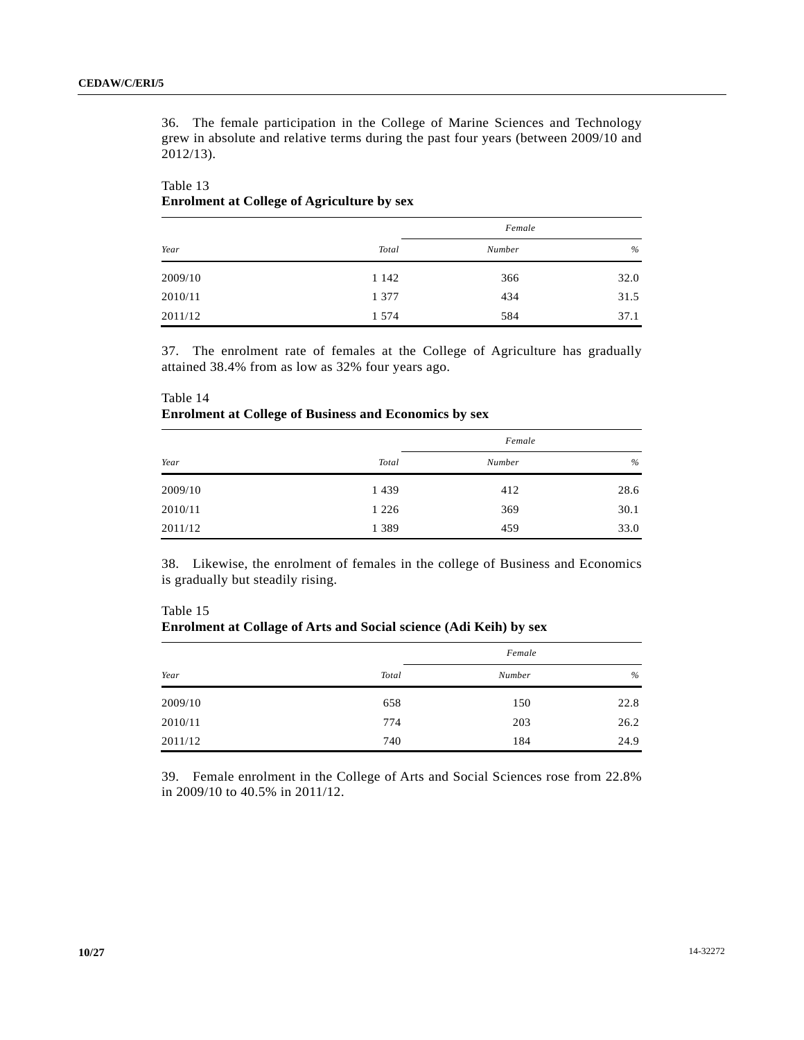36. The female participation in the College of Marine Sciences and Technology grew in absolute and relative terms during the past four years (between 2009/10 and 2012/13).

Table 13
**Enrolment at College of Agriculture by sex**

| *Year* | *Total* | *Female* | |
|---|---|---|---|
| | | *Number* | *%* |
| 2009/10 | 1 142 | 366 | 32.0 |
| 2010/11 | 1 377 | 434 | 31.5 |
| 2011/12 | 1 574 | 584 | 37.1 |

37. The enrolment rate of females at the College of Agriculture has gradually attained 38.4% from as low as 32% four years ago.

Table 14
**Enrolment at College of Business and Economics by sex**

| *Year* | *Total* | *Female* | |
|---|---|---|---|
| | | *Number* | *%* |
| 2009/10 | 1 439 | 412 | 28.6 |
| 2010/11 | 1 226 | 369 | 30.1 |
| 2011/12 | 1 389 | 459 | 33.0 |

38. Likewise, the enrolment of females in the college of Business and Economics is gradually but steadily rising.

Table 15
**Enrolment at Collage of Arts and Social science (Adi Keih) by sex**

| *Year* | *Total* | *Female* | |
|---|---|---|---|
| | | *Number* | *%* |
| 2009/10 | 658 | 150 | 22.8 |
| 2010/11 | 774 | 203 | 26.2 |
| 2011/12 | 740 | 184 | 24.9 |

39. Female enrolment in the College of Arts and Social Sciences rose from 22.8% in 2009/10 to 40.5% in 2011/12.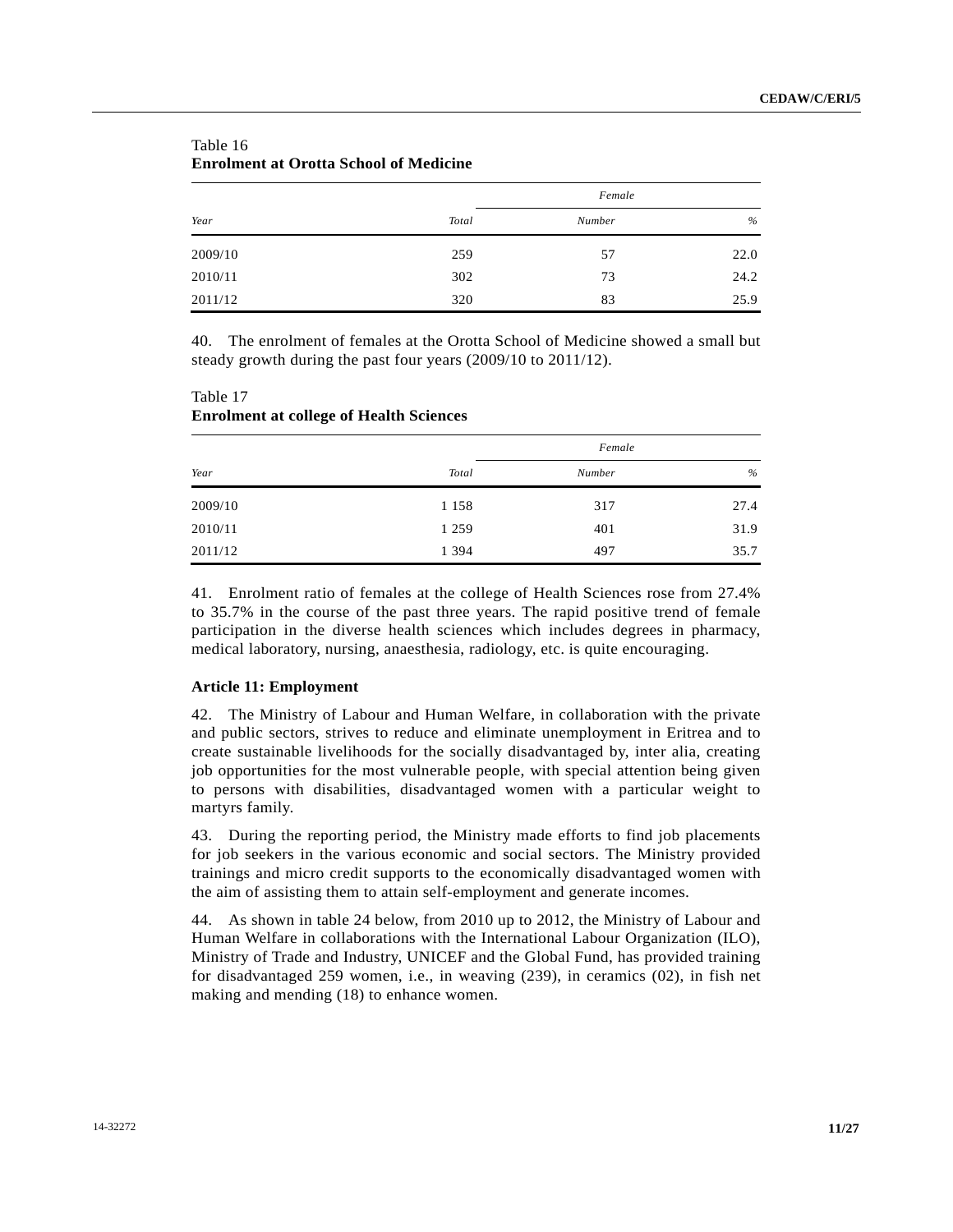Table 16
**Enrolment at Orotta School of Medicine**

| Year | Total | Female | |
|---|---|---|---|
| | | Number | % |
| 2009/10 | 259 | 57 | 22.0 |
| 2010/11 | 302 | 73 | 24.2 |
| 2011/12 | 320 | 83 | 25.9 |

40. The enrolment of females at the Orotta School of Medicine showed a small but steady growth during the past four years (2009/10 to 2011/12).

Table 17
**Enrolment at college of Health Sciences**

| Year | Total | Female | |
|---|---|---|---|
| | | Number | % |
| 2009/10 | 1 158 | 317 | 27.4 |
| 2010/11 | 1 259 | 401 | 31.9 |
| 2011/12 | 1 394 | 497 | 35.7 |

41. Enrolment ratio of females at the college of Health Sciences rose from 27.4% to 35.7% in the course of the past three years. The rapid positive trend of female participation in the diverse health sciences which includes degrees in pharmacy, medical laboratory, nursing, anaesthesia, radiology, etc. is quite encouraging.

**Article 11: Employment**

42. The Ministry of Labour and Human Welfare, in collaboration with the private and public sectors, strives to reduce and eliminate unemployment in Eritrea and to create sustainable livelihoods for the socially disadvantaged by, inter alia, creating job opportunities for the most vulnerable people, with special attention being given to persons with disabilities, disadvantaged women with a particular weight to martyrs family.

43. During the reporting period, the Ministry made efforts to find job placements for job seekers in the various economic and social sectors. The Ministry provided trainings and micro credit supports to the economically disadvantaged women with the aim of assisting them to attain self-employment and generate incomes.

44. As shown in table 24 below, from 2010 up to 2012, the Ministry of Labour and Human Welfare in collaborations with the International Labour Organization (ILO), Ministry of Trade and Industry, UNICEF and the Global Fund, has provided training for disadvantaged 259 women, i.e., in weaving (239), in ceramics (02), in fish net making and mending (18) to enhance women.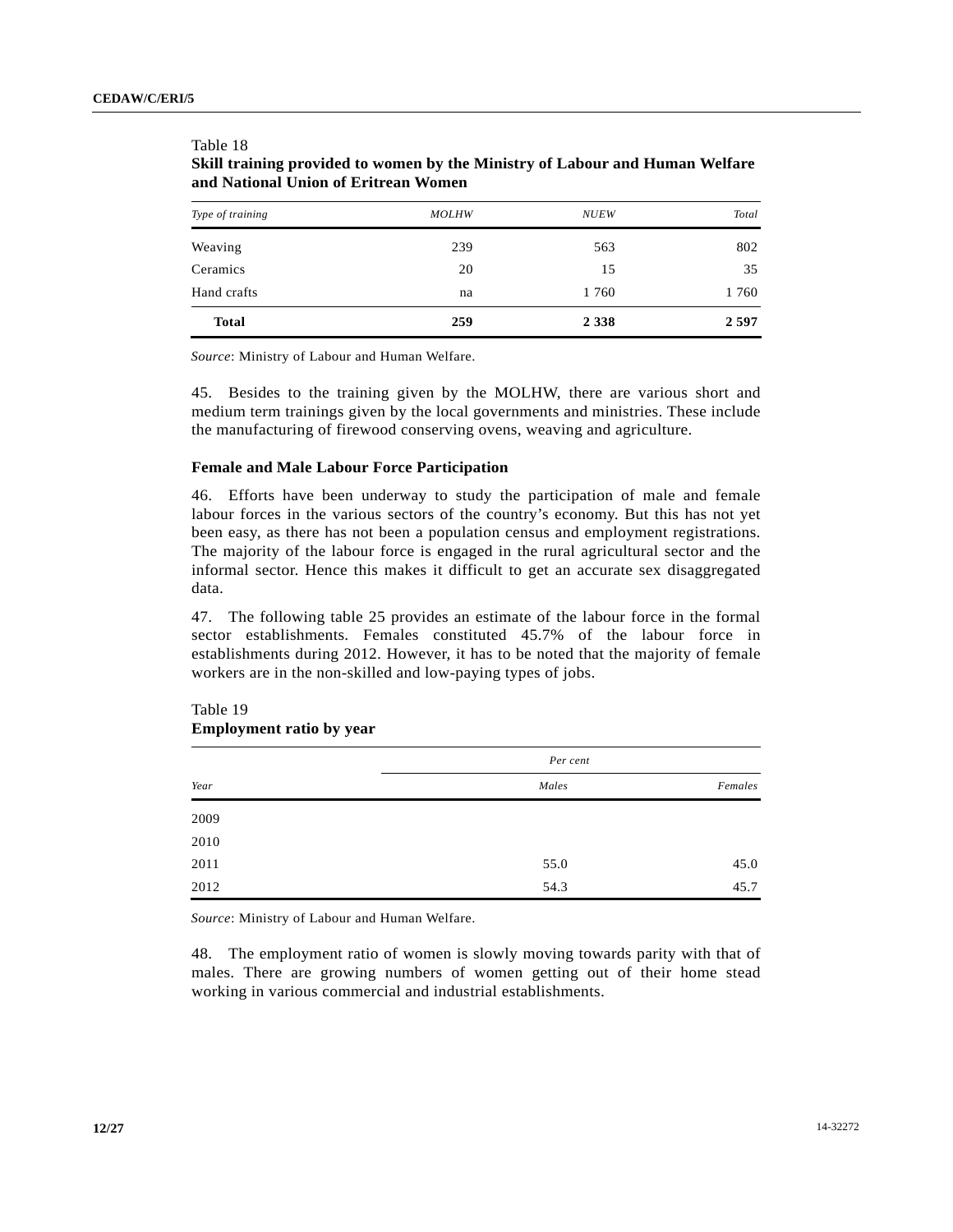Table 18
**Skill training provided to women by the Ministry of Labour and Human Welfare and National Union of Eritrean Women**

| *Type of training* | *MOLHW* | *NUEW* | *Total* |
|---|---|---|---|
| Weaving | 239 | 563 | 802 |
| Ceramics | 20 | 15 | 35 |
| Hand crafts | na | 1 760 | 1 760 |
| **Total** | **259** | **2 338** | **2 597** |

*Source*: Ministry of Labour and Human Welfare.

45. Besides to the training given by the MOLHW, there are various short and medium term trainings given by the local governments and ministries. These include the manufacturing of firewood conserving ovens, weaving and agriculture.

### Female and Male Labour Force Participation

46. Efforts have been underway to study the participation of male and female labour forces in the various sectors of the country's economy. But this has not yet been easy, as there has not been a population census and employment registrations. The majority of the labour force is engaged in the rural agricultural sector and the informal sector. Hence this makes it difficult to get an accurate sex disaggregated data.

47. The following table 25 provides an estimate of the labour force in the formal sector establishments. Females constituted 45.7% of the labour force in establishments during 2012. However, it has to be noted that the majority of female workers are in the non-skilled and low-paying types of jobs.

Table 19
**Employment ratio by year**

| | *Per cent* | |
|---|---|---|
| *Year* | *Males* | *Females* |
| 2009 | | |
| 2010 | | |
| 2011 | 55.0 | 45.0 |
| 2012 | 54.3 | 45.7 |

*Source*: Ministry of Labour and Human Welfare.

48. The employment ratio of women is slowly moving towards parity with that of males. There are growing numbers of women getting out of their home stead working in various commercial and industrial establishments.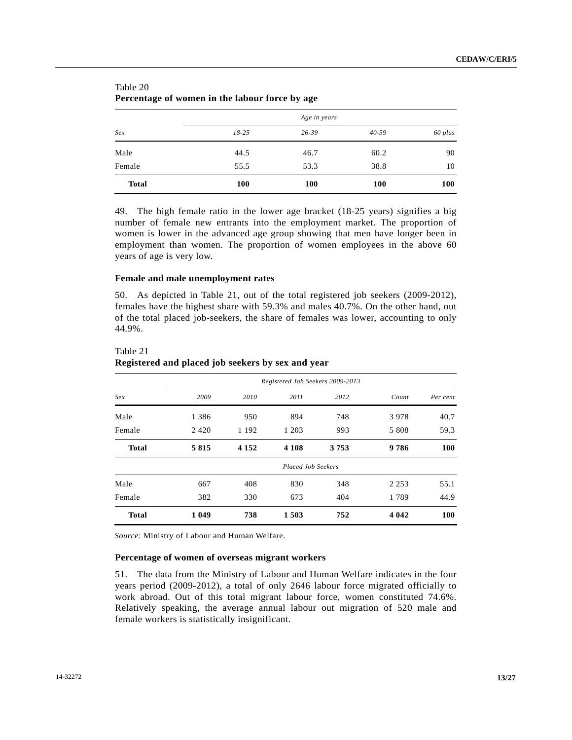Table 20
**Percentage of women in the labour force by age**

| Sex | *Age in years* | | | |
|---|---|---|---|---|
| | *18-25* | *26-39* | *40-59* | *60 plus* |
| Male | 44.5 | 46.7 | 60.2 | 90 |
| Female | 55.5 | 53.3 | 38.8 | 10 |
| **Total** | **100** | **100** | **100** | **100** |

49. The high female ratio in the lower age bracket (18-25 years) signifies a big number of female new entrants into the employment market. The proportion of women is lower in the advanced age group showing that men have longer been in employment than women. The proportion of women employees in the above 60 years of age is very low.

### Female and male unemployment rates

50. As depicted in Table 21, out of the total registered job seekers (2009-2012), females have the highest share with 59.3% and males 40.7%. On the other hand, out of the total placed job-seekers, the share of females was lower, accounting to only 44.9%.

Table 21
**Registered and placed job seekers by sex and year**

| Sex | *Registered Job Seekers 2009-2013* | | | | | |
|---|---|---|---|---|---|---|
| | *2009* | *2010* | *2011* | *2012* | *Count* | *Per cent* |
| Male | 1 386 | 950 | 894 | 748 | 3 978 | 40.7 |
| Female | 2 420 | 1 192 | 1 203 | 993 | 5 808 | 59.3 |
| **Total** | **5 815** | **4 152** | **4 108** | **3 753** | **9 786** | **100** |
| | *Placed Job Seekers* | | | | | |
| Male | 667 | 408 | 830 | 348 | 2 253 | 55.1 |
| Female | 382 | 330 | 673 | 404 | 1 789 | 44.9 |
| **Total** | **1 049** | **738** | **1 503** | **752** | **4 042** | **100** |

*Source*: Ministry of Labour and Human Welfare.

### Percentage of women of overseas migrant workers

51. The data from the Ministry of Labour and Human Welfare indicates in the four years period (2009-2012), a total of only 2646 labour force migrated officially to work abroad. Out of this total migrant labour force, women constituted 74.6%. Relatively speaking, the average annual labour out migration of 520 male and female workers is statistically insignificant.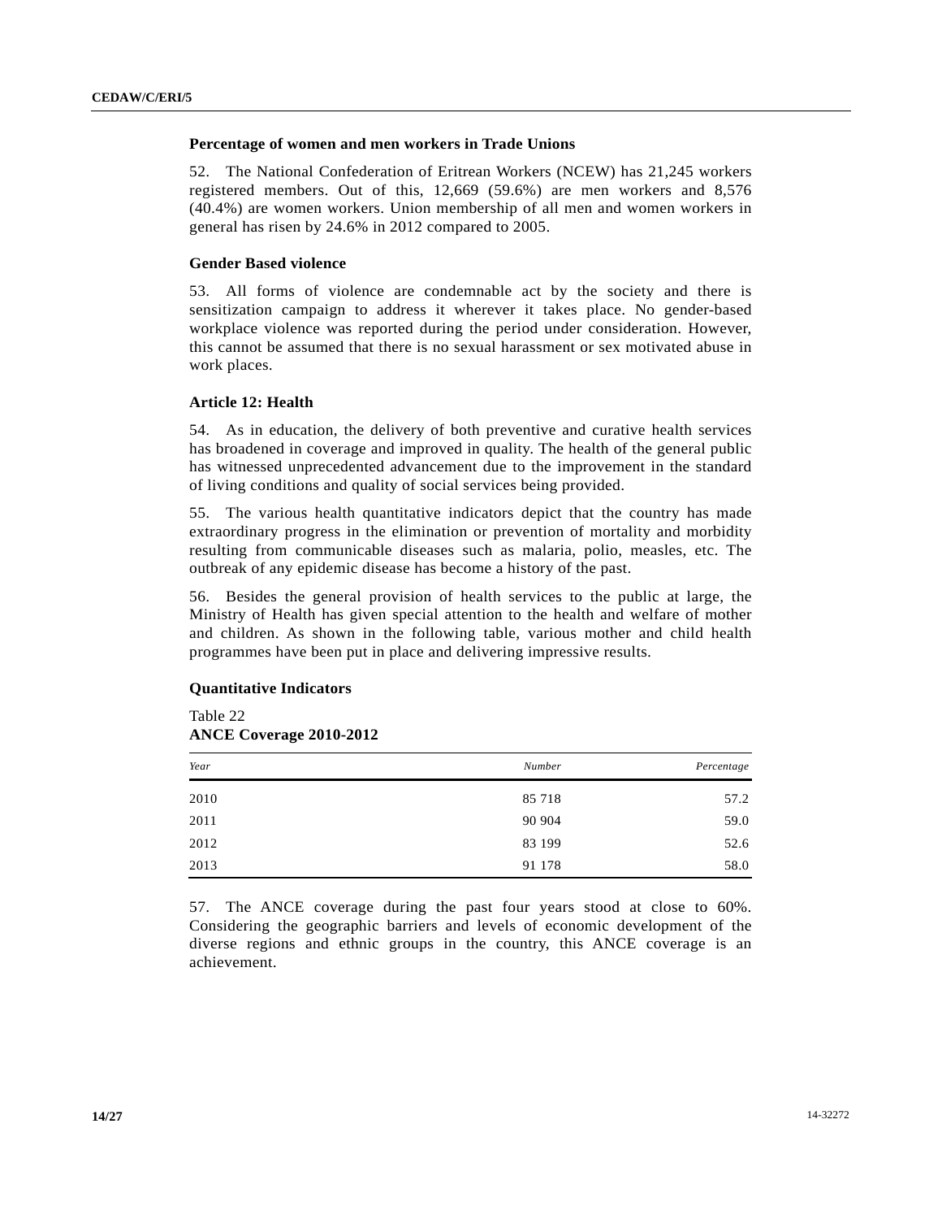**Percentage of women and men workers in Trade Unions**

52. The National Confederation of Eritrean Workers (NCEW) has 21,245 workers registered members. Out of this, 12,669 (59.6%) are men workers and 8,576 (40.4%) are women workers. Union membership of all men and women workers in general has risen by 24.6% in 2012 compared to 2005.

**Gender Based violence**

53. All forms of violence are condemnable act by the society and there is sensitization campaign to address it wherever it takes place. No gender-based workplace violence was reported during the period under consideration. However, this cannot be assumed that there is no sexual harassment or sex motivated abuse in work places.

**Article 12: Health**

54. As in education, the delivery of both preventive and curative health services has broadened in coverage and improved in quality. The health of the general public has witnessed unprecedented advancement due to the improvement in the standard of living conditions and quality of social services being provided.

55. The various health quantitative indicators depict that the country has made extraordinary progress in the elimination or prevention of mortality and morbidity resulting from communicable diseases such as malaria, polio, measles, etc. The outbreak of any epidemic disease has become a history of the past.

56. Besides the general provision of health services to the public at large, the Ministry of Health has given special attention to the health and welfare of mother and children. As shown in the following table, various mother and child health programmes have been put in place and delivering impressive results.

**Quantitative Indicators**

Table 22
**ANCE Coverage 2010-2012**

| *Year* | *Number* | *Percentage* |
|---|---|---|
| 2010 | 85 718 | 57.2 |
| 2011 | 90 904 | 59.0 |
| 2012 | 83 199 | 52.6 |
| 2013 | 91 178 | 58.0 |

57. The ANCE coverage during the past four years stood at close to 60%. Considering the geographic barriers and levels of economic development of the diverse regions and ethnic groups in the country, this ANCE coverage is an achievement.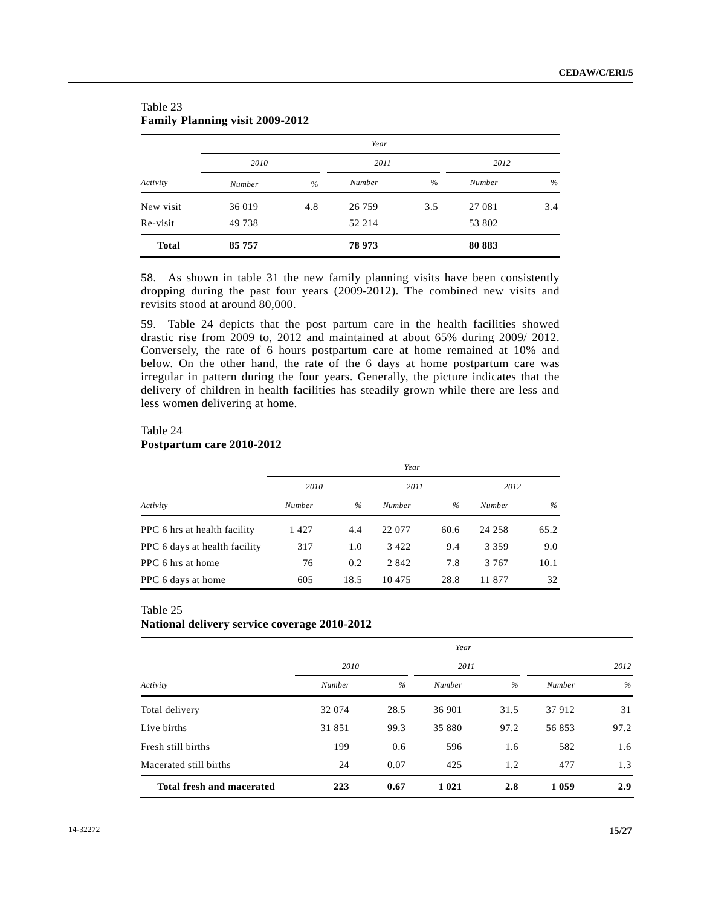Table 23
**Family Planning visit 2009-2012**

| Activity | Year | | | | | |
|---|---|---|---|---|---|---|
| | 2010 | | 2011 | | 2012 | |
| | Number | % | Number | % | Number | % |
| New visit | 36 019 | 4.8 | 26 759 | 3.5 | 27 081 | 3.4 |
| Re-visit | 49 738 | | 52 214 | | 53 802 | |
| **Total** | **85 757** | | **78 973** | | **80 883** | |

58. As shown in table 31 the new family planning visits have been consistently dropping during the past four years (2009-2012). The combined new visits and revisits stood at around 80,000.

59. Table 24 depicts that the post partum care in the health facilities showed drastic rise from 2009 to, 2012 and maintained at about 65% during 2009/ 2012. Conversely, the rate of 6 hours postpartum care at home remained at 10% and below. On the other hand, the rate of the 6 days at home postpartum care was irregular in pattern during the four years. Generally, the picture indicates that the delivery of children in health facilities has steadily grown while there are less and less women delivering at home.

Table 24
**Postpartum care 2010-2012**

| Activity | Year | | | | | |
|---|---|---|---|---|---|---|
| | 2010 | | 2011 | | 2012 | |
| | Number | % | Number | % | Number | % |
| PPC 6 hrs at health facility | 1 427 | 4.4 | 22 077 | 60.6 | 24 258 | 65.2 |
| PPC 6 days at health facility | 317 | 1.0 | 3 422 | 9.4 | 3 359 | 9.0 |
| PPC 6 hrs at home | 76 | 0.2 | 2 842 | 7.8 | 3 767 | 10.1 |
| PPC 6 days at home | 605 | 18.5 | 10 475 | 28.8 | 11 877 | 32 |

Table 25
**National delivery service coverage 2010-2012**

| Activity | Year | | | | | |
|---|---|---|---|---|---|---|
| | 2010 | | 2011 | | 2012 | |
| | Number | % | Number | % | Number | % |
| Total delivery | 32 074 | 28.5 | 36 901 | 31.5 | 37 912 | 31 |
| Live births | 31 851 | 99.3 | 35 880 | 97.2 | 56 853 | 97.2 |
| Fresh still births | 199 | 0.6 | 596 | 1.6 | 582 | 1.6 |
| Macerated still births | 24 | 0.07 | 425 | 1.2 | 477 | 1.3 |
| **Total fresh and macerated** | **223** | **0.67** | **1 021** | **2.8** | **1 059** | **2.9** |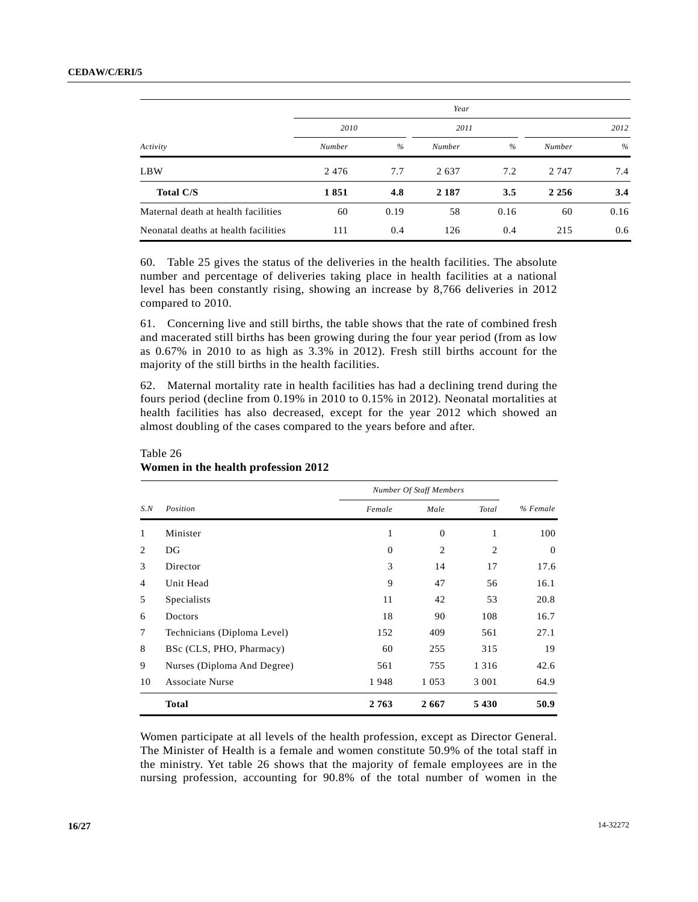| Activity | Year | | | | | |
|---|---|---|---|---|---|---|
| | 2010 | | 2011 | | 2012 | |
| | Number | % | Number | % | Number | % |
| LBW | 2 476 | 7.7 | 2 637 | 7.2 | 2 747 | 7.4 |
| **Total C/S** | **1 851** | **4.8** | **2 187** | **3.5** | **2 256** | **3.4** |
| Maternal death at health facilities | 60 | 0.19 | 58 | 0.16 | 60 | 0.16 |
| Neonatal deaths at health facilities | 111 | 0.4 | 126 | 0.4 | 215 | 0.6 |

60. Table 25 gives the status of the deliveries in the health facilities. The absolute number and percentage of deliveries taking place in health facilities at a national level has been constantly rising, showing an increase by 8,766 deliveries in 2012 compared to 2010.

61. Concerning live and still births, the table shows that the rate of combined fresh and macerated still births has been growing during the four year period (from as low as 0.67% in 2010 to as high as 3.3% in 2012). Fresh still births account for the majority of the still births in the health facilities.

62. Maternal mortality rate in health facilities has had a declining trend during the fours period (decline from 0.19% in 2010 to 0.15% in 2012). Neonatal mortalities at health facilities has also decreased, except for the year 2012 which showed an almost doubling of the cases compared to the years before and after.

Table 26
**Women in the health profession 2012**

| S.N | Position | Number Of Staff Members | | | % Female |
|---|---|---|---|---|---|
| | | Female | Male | Total | |
| 1 | Minister | 1 | 0 | 1 | 100 |
| 2 | DG | 0 | 2 | 2 | 0 |
| 3 | Director | 3 | 14 | 17 | 17.6 |
| 4 | Unit Head | 9 | 47 | 56 | 16.1 |
| 5 | Specialists | 11 | 42 | 53 | 20.8 |
| 6 | Doctors | 18 | 90 | 108 | 16.7 |
| 7 | Technicians (Diploma Level) | 152 | 409 | 561 | 27.1 |
| 8 | BSc (CLS, PHO, Pharmacy) | 60 | 255 | 315 | 19 |
| 9 | Nurses (Diploma And Degree) | 561 | 755 | 1 316 | 42.6 |
| 10 | Associate Nurse | 1 948 | 1 053 | 3 001 | 64.9 |
| | **Total** | **2 763** | **2 667** | **5 430** | **50.9** |

Women participate at all levels of the health profession, except as Director General. The Minister of Health is a female and women constitute 50.9% of the total staff in the ministry. Yet table 26 shows that the majority of female employees are in the nursing profession, accounting for 90.8% of the total number of women in the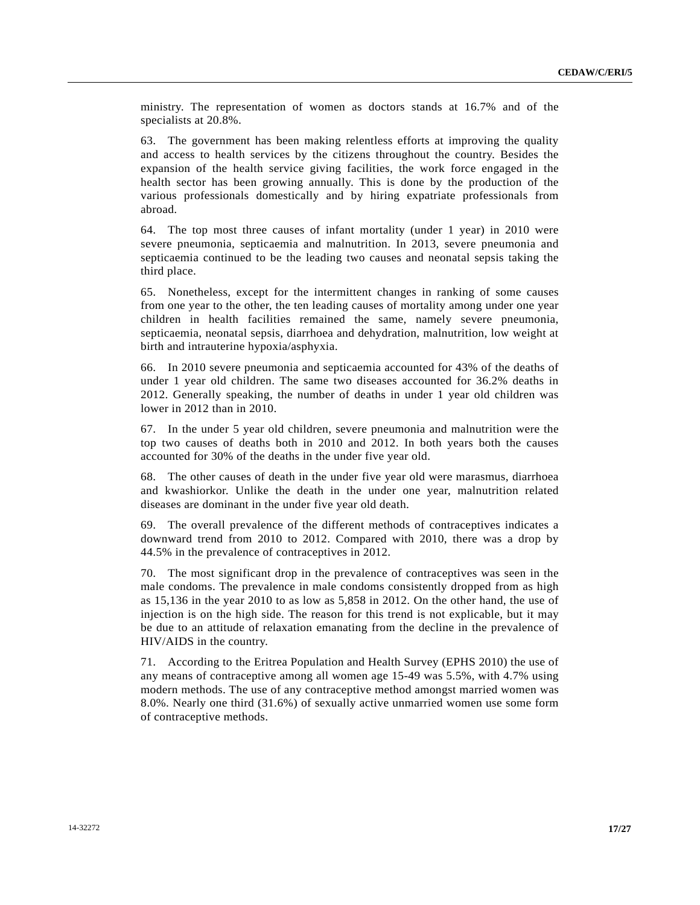ministry. The representation of women as doctors stands at 16.7% and of the specialists at 20.8%.

63. The government has been making relentless efforts at improving the quality and access to health services by the citizens throughout the country. Besides the expansion of the health service giving facilities, the work force engaged in the health sector has been growing annually. This is done by the production of the various professionals domestically and by hiring expatriate professionals from abroad.

64. The top most three causes of infant mortality (under 1 year) in 2010 were severe pneumonia, septicaemia and malnutrition. In 2013, severe pneumonia and septicaemia continued to be the leading two causes and neonatal sepsis taking the third place.

65. Nonetheless, except for the intermittent changes in ranking of some causes from one year to the other, the ten leading causes of mortality among under one year children in health facilities remained the same, namely severe pneumonia, septicaemia, neonatal sepsis, diarrhoea and dehydration, malnutrition, low weight at birth and intrauterine hypoxia/asphyxia.

66. In 2010 severe pneumonia and septicaemia accounted for 43% of the deaths of under 1 year old children. The same two diseases accounted for 36.2% deaths in 2012. Generally speaking, the number of deaths in under 1 year old children was lower in 2012 than in 2010.

67. In the under 5 year old children, severe pneumonia and malnutrition were the top two causes of deaths both in 2010 and 2012. In both years both the causes accounted for 30% of the deaths in the under five year old.

68. The other causes of death in the under five year old were marasmus, diarrhoea and kwashiorkor. Unlike the death in the under one year, malnutrition related diseases are dominant in the under five year old death.

69. The overall prevalence of the different methods of contraceptives indicates a downward trend from 2010 to 2012. Compared with 2010, there was a drop by 44.5% in the prevalence of contraceptives in 2012.

70. The most significant drop in the prevalence of contraceptives was seen in the male condoms. The prevalence in male condoms consistently dropped from as high as 15,136 in the year 2010 to as low as 5,858 in 2012. On the other hand, the use of injection is on the high side. The reason for this trend is not explicable, but it may be due to an attitude of relaxation emanating from the decline in the prevalence of HIV/AIDS in the country.

71. According to the Eritrea Population and Health Survey (EPHS 2010) the use of any means of contraceptive among all women age 15-49 was 5.5%, with 4.7% using modern methods. The use of any contraceptive method amongst married women was 8.0%. Nearly one third (31.6%) of sexually active unmarried women use some form of contraceptive methods.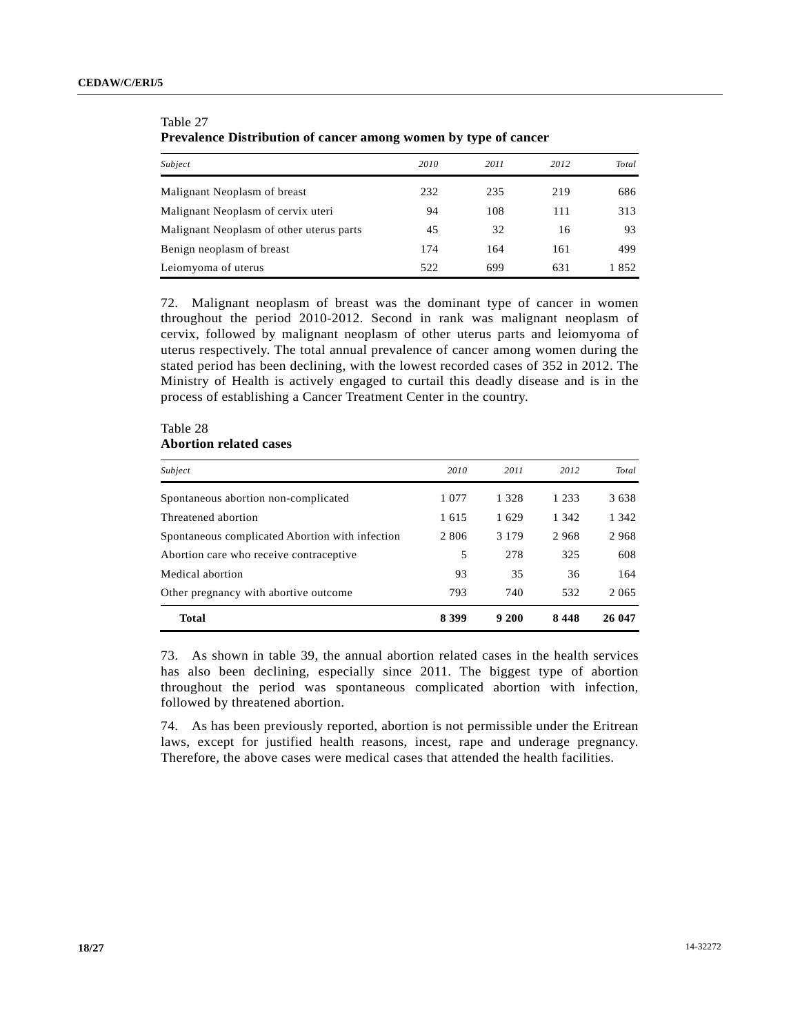Table 27
**Prevalence Distribution of cancer among women by type of cancer**

| *Subject* | *2010* | *2011* | *2012* | *Total* |
|---|---|---|---|---|
| Malignant Neoplasm of breast | 232 | 235 | 219 | 686 |
| Malignant Neoplasm of cervix uteri | 94 | 108 | 111 | 313 |
| Malignant Neoplasm of other uterus parts | 45 | 32 | 16 | 93 |
| Benign neoplasm of breast | 174 | 164 | 161 | 499 |
| Leiomyoma of uterus | 522 | 699 | 631 | 1 852 |

72. Malignant neoplasm of breast was the dominant type of cancer in women throughout the period 2010-2012. Second in rank was malignant neoplasm of cervix, followed by malignant neoplasm of other uterus parts and leiomyoma of uterus respectively. The total annual prevalence of cancer among women during the stated period has been declining, with the lowest recorded cases of 352 in 2012. The Ministry of Health is actively engaged to curtail this deadly disease and is in the process of establishing a Cancer Treatment Center in the country.

Table 28
**Abortion related cases**

| *Subject* | *2010* | *2011* | *2012* | *Total* |
|---|---|---|---|---|
| Spontaneous abortion non-complicated | 1 077 | 1 328 | 1 233 | 3 638 |
| Threatened abortion | 1 615 | 1 629 | 1 342 | 1 342 |
| Spontaneous complicated Abortion with infection | 2 806 | 3 179 | 2 968 | 2 968 |
| Abortion care who receive contraceptive | 5 | 278 | 325 | 608 |
| Medical abortion | 93 | 35 | 36 | 164 |
| Other pregnancy with abortive outcome | 793 | 740 | 532 | 2 065 |
| **Total** | **8 399** | **9 200** | **8 448** | **26 047** |

73. As shown in table 39, the annual abortion related cases in the health services has also been declining, especially since 2011. The biggest type of abortion throughout the period was spontaneous complicated abortion with infection, followed by threatened abortion.

74. As has been previously reported, abortion is not permissible under the Eritrean laws, except for justified health reasons, incest, rape and underage pregnancy. Therefore, the above cases were medical cases that attended the health facilities.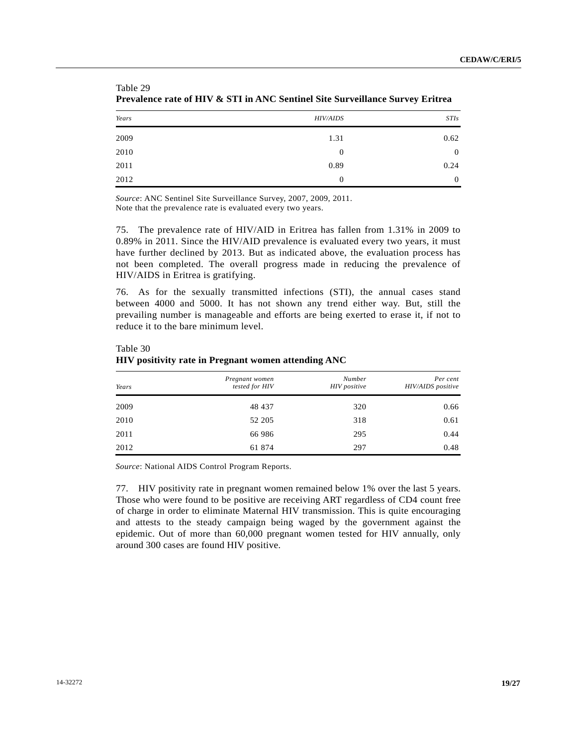Table 29
**Prevalence rate of HIV & STI in ANC Sentinel Site Surveillance Survey Eritrea**

| *Years* | *HIV/AIDS* | *STIs* |
|---|---|---|
| 2009 | 1.31 | 0.62 |
| 2010 | 0 | 0 |
| 2011 | 0.89 | 0.24 |
| 2012 | 0 | 0 |

*Source*: ANC Sentinel Site Surveillance Survey, 2007, 2009, 2011.
Note that the prevalence rate is evaluated every two years.

75. The prevalence rate of HIV/AID in Eritrea has fallen from 1.31% in 2009 to 0.89% in 2011. Since the HIV/AID prevalence is evaluated every two years, it must have further declined by 2013. But as indicated above, the evaluation process has not been completed. The overall progress made in reducing the prevalence of HIV/AIDS in Eritrea is gratifying.

76. As for the sexually transmitted infections (STI), the annual cases stand between 4000 and 5000. It has not shown any trend either way. But, still the prevailing number is manageable and efforts are being exerted to erase it, if not to reduce it to the bare minimum level.

Table 30
**HIV positivity rate in Pregnant women attending ANC**

| *Years* | *Pregnant women tested for HIV* | *Number HIV positive* | *Per cent HIV/AIDS positive* |
|---|---|---|---|
| 2009 | 48 437 | 320 | 0.66 |
| 2010 | 52 205 | 318 | 0.61 |
| 2011 | 66 986 | 295 | 0.44 |
| 2012 | 61 874 | 297 | 0.48 |

*Source*: National AIDS Control Program Reports.

77. HIV positivity rate in pregnant women remained below 1% over the last 5 years. Those who were found to be positive are receiving ART regardless of CD4 count free of charge in order to eliminate Maternal HIV transmission. This is quite encouraging and attests to the steady campaign being waged by the government against the epidemic. Out of more than 60,000 pregnant women tested for HIV annually, only around 300 cases are found HIV positive.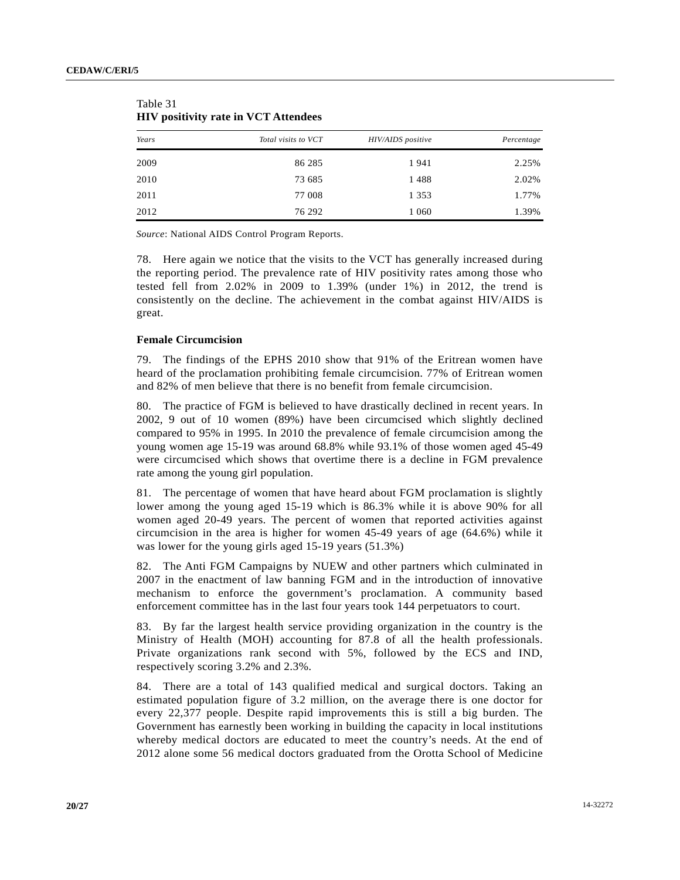Table 31
**HIV positivity rate in VCT Attendees**

| Years | Total visits to VCT | HIV/AIDS positive | Percentage |
|---|---|---|---|
| 2009 | 86 285 | 1 941 | 2.25% |
| 2010 | 73 685 | 1 488 | 2.02% |
| 2011 | 77 008 | 1 353 | 1.77% |
| 2012 | 76 292 | 1 060 | 1.39% |

*Source*: National AIDS Control Program Reports.

78. Here again we notice that the visits to the VCT has generally increased during the reporting period. The prevalence rate of HIV positivity rates among those who tested fell from 2.02% in 2009 to 1.39% (under 1%) in 2012, the trend is consistently on the decline. The achievement in the combat against HIV/AIDS is great.

**Female Circumcision**

79. The findings of the EPHS 2010 show that 91% of the Eritrean women have heard of the proclamation prohibiting female circumcision. 77% of Eritrean women and 82% of men believe that there is no benefit from female circumcision.

80. The practice of FGM is believed to have drastically declined in recent years. In 2002, 9 out of 10 women (89%) have been circumcised which slightly declined compared to 95% in 1995. In 2010 the prevalence of female circumcision among the young women age 15-19 was around 68.8% while 93.1% of those women aged 45-49 were circumcised which shows that overtime there is a decline in FGM prevalence rate among the young girl population.

81. The percentage of women that have heard about FGM proclamation is slightly lower among the young aged 15-19 which is 86.3% while it is above 90% for all women aged 20-49 years. The percent of women that reported activities against circumcision in the area is higher for women 45-49 years of age (64.6%) while it was lower for the young girls aged 15-19 years (51.3%)

82. The Anti FGM Campaigns by NUEW and other partners which culminated in 2007 in the enactment of law banning FGM and in the introduction of innovative mechanism to enforce the government's proclamation. A community based enforcement committee has in the last four years took 144 perpetuators to court.

83. By far the largest health service providing organization in the country is the Ministry of Health (MOH) accounting for 87.8 of all the health professionals. Private organizations rank second with 5%, followed by the ECS and IND, respectively scoring 3.2% and 2.3%.

84. There are a total of 143 qualified medical and surgical doctors. Taking an estimated population figure of 3.2 million, on the average there is one doctor for every 22,377 people. Despite rapid improvements this is still a big burden. The Government has earnestly been working in building the capacity in local institutions whereby medical doctors are educated to meet the country's needs. At the end of 2012 alone some 56 medical doctors graduated from the Orotta School of Medicine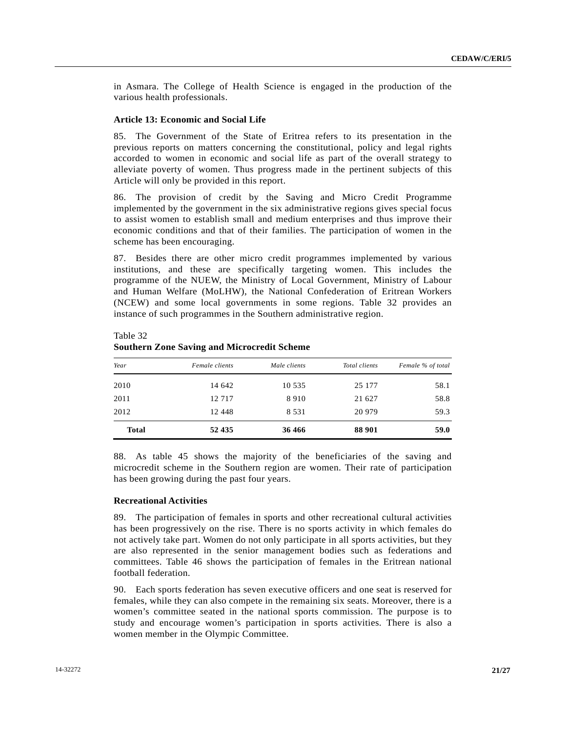in Asmara. The College of Health Science is engaged in the production of the various health professionals.

### Article 13: Economic and Social Life

85. The Government of the State of Eritrea refers to its presentation in the previous reports on matters concerning the constitutional, policy and legal rights accorded to women in economic and social life as part of the overall strategy to alleviate poverty of women. Thus progress made in the pertinent subjects of this Article will only be provided in this report.

86. The provision of credit by the Saving and Micro Credit Programme implemented by the government in the six administrative regions gives special focus to assist women to establish small and medium enterprises and thus improve their economic conditions and that of their families. The participation of women in the scheme has been encouraging.

87. Besides there are other micro credit programmes implemented by various institutions, and these are specifically targeting women. This includes the programme of the NUEW, the Ministry of Local Government, Ministry of Labour and Human Welfare (MoLHW), the National Confederation of Eritrean Workers (NCEW) and some local governments in some regions. Table 32 provides an instance of such programmes in the Southern administrative region.

Table 32
**Southern Zone Saving and Microcredit Scheme**

| *Year* | *Female clients* | *Male clients* | *Total clients* | *Female % of total* |
|---|---|---|---|---|
| 2010 | 14 642 | 10 535 | 25 177 | 58.1 |
| 2011 | 12 717 | 8 910 | 21 627 | 58.8 |
| 2012 | 12 448 | 8 531 | 20 979 | 59.3 |
| **Total** | **52 435** | **36 466** | **88 901** | **59.0** |

88. As table 45 shows the majority of the beneficiaries of the saving and microcredit scheme in the Southern region are women. Their rate of participation has been growing during the past four years.

### Recreational Activities

89. The participation of females in sports and other recreational cultural activities has been progressively on the rise. There is no sports activity in which females do not actively take part. Women do not only participate in all sports activities, but they are also represented in the senior management bodies such as federations and committees. Table 46 shows the participation of females in the Eritrean national football federation.

90. Each sports federation has seven executive officers and one seat is reserved for females, while they can also compete in the remaining six seats. Moreover, there is a women's committee seated in the national sports commission. The purpose is to study and encourage women's participation in sports activities. There is also a women member in the Olympic Committee.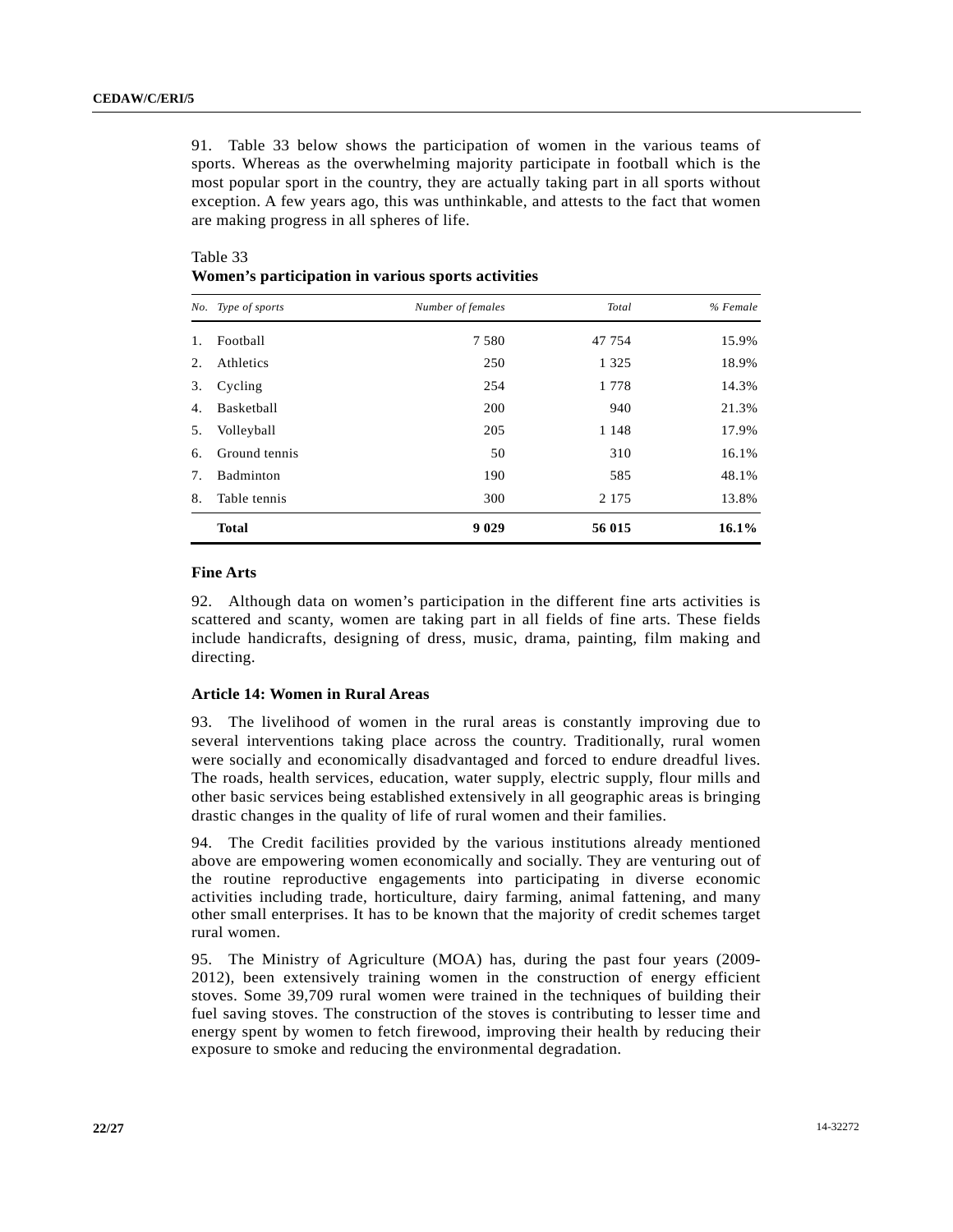91. Table 33 below shows the participation of women in the various teams of sports. Whereas as the overwhelming majority participate in football which is the most popular sport in the country, they are actually taking part in all sports without exception. A few years ago, this was unthinkable, and attests to the fact that women are making progress in all spheres of life.

Table 33
**Women's participation in various sports activities**

| *No.* | *Type of sports* | *Number of females* | *Total* | *% Female* |
|---|---|---|---|---|
| 1. | Football | 7 580 | 47 754 | 15.9% |
| 2. | Athletics | 250 | 1 325 | 18.9% |
| 3. | Cycling | 254 | 1 778 | 14.3% |
| 4. | Basketball | 200 | 940 | 21.3% |
| 5. | Volleyball | 205 | 1 148 | 17.9% |
| 6. | Ground tennis | 50 | 310 | 16.1% |
| 7. | Badminton | 190 | 585 | 48.1% |
| 8. | Table tennis | 300 | 2 175 | 13.8% |
| | **Total** | **9 029** | **56 015** | **16.1%** |

### Fine Arts

92. Although data on women's participation in the different fine arts activities is scattered and scanty, women are taking part in all fields of fine arts. These fields include handicrafts, designing of dress, music, drama, painting, film making and directing.

### Article 14: Women in Rural Areas

93. The livelihood of women in the rural areas is constantly improving due to several interventions taking place across the country. Traditionally, rural women were socially and economically disadvantaged and forced to endure dreadful lives. The roads, health services, education, water supply, electric supply, flour mills and other basic services being established extensively in all geographic areas is bringing drastic changes in the quality of life of rural women and their families.

94. The Credit facilities provided by the various institutions already mentioned above are empowering women economically and socially. They are venturing out of the routine reproductive engagements into participating in diverse economic activities including trade, horticulture, dairy farming, animal fattening, and many other small enterprises. It has to be known that the majority of credit schemes target rural women.

95. The Ministry of Agriculture (MOA) has, during the past four years (2009-2012), been extensively training women in the construction of energy efficient stoves. Some 39,709 rural women were trained in the techniques of building their fuel saving stoves. The construction of the stoves is contributing to lesser time and energy spent by women to fetch firewood, improving their health by reducing their exposure to smoke and reducing the environmental degradation.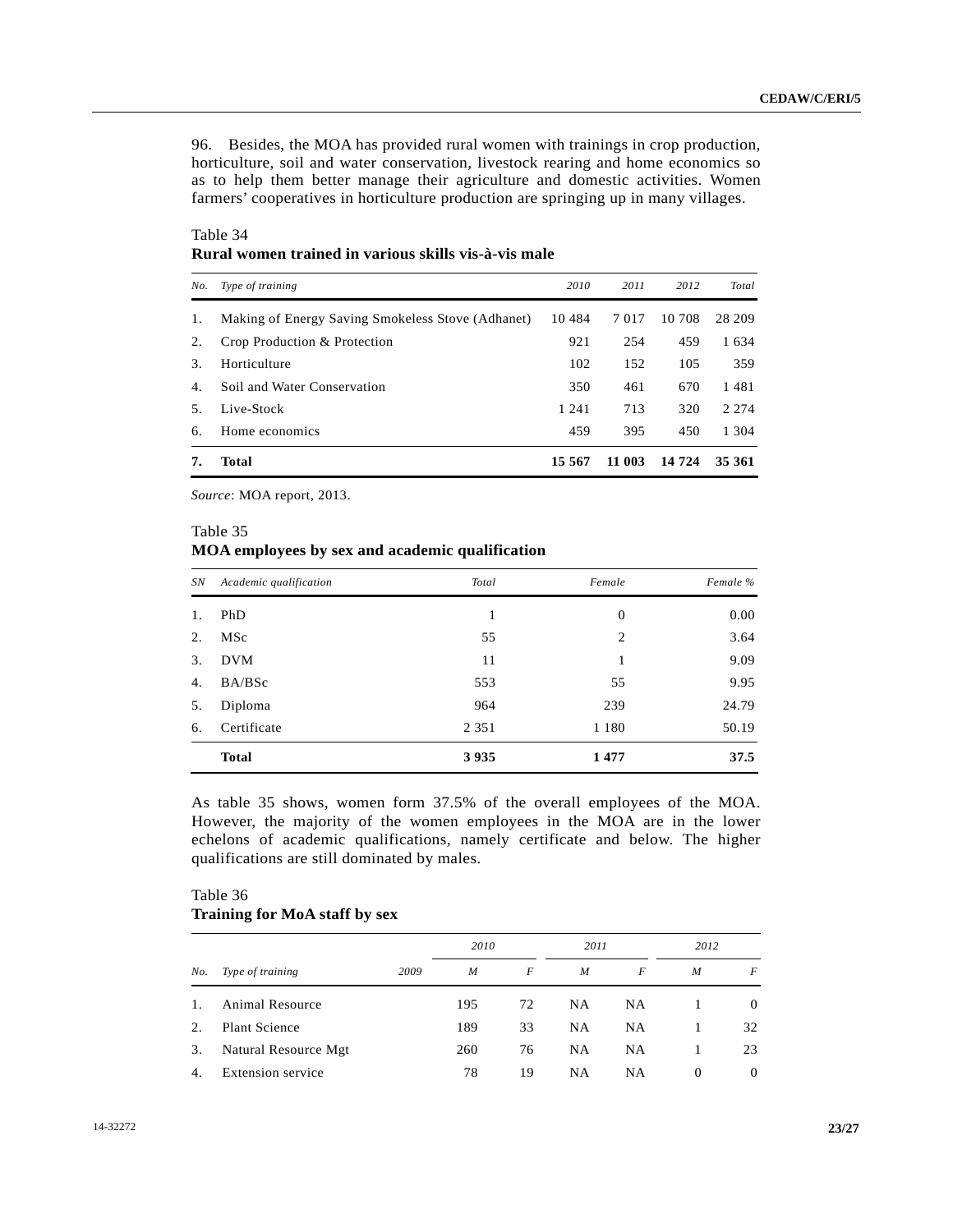96. Besides, the MOA has provided rural women with trainings in crop production, horticulture, soil and water conservation, livestock rearing and home economics so as to help them better manage their agriculture and domestic activities. Women farmers' cooperatives in horticulture production are springing up in many villages.

Table 34
**Rural women trained in various skills vis-à-vis male**

| No. | Type of training | 2010 | 2011 | 2012 | Total |
|---|---|---|---|---|---|
| 1. | Making of Energy Saving Smokeless Stove (Adhanet) | 10 484 | 7 017 | 10 708 | 28 209 |
| 2. | Crop Production & Protection | 921 | 254 | 459 | 1 634 |
| 3. | Horticulture | 102 | 152 | 105 | 359 |
| 4. | Soil and Water Conservation | 350 | 461 | 670 | 1 481 |
| 5. | Live-Stock | 1 241 | 713 | 320 | 2 274 |
| 6. | Home economics | 459 | 395 | 450 | 1 304 |
| **7.** | **Total** | **15 567** | **11 003** | **14 724** | **35 361** |

*Source*: MOA report, 2013.

Table 35
**MOA employees by sex and academic qualification**

| SN | Academic qualification | Total | Female | Female % |
|---|---|---|---|---|
| 1. | PhD | 1 | 0 | 0.00 |
| 2. | MSc | 55 | 2 | 3.64 |
| 3. | DVM | 11 | 1 | 9.09 |
| 4. | BA/BSc | 553 | 55 | 9.95 |
| 5. | Diploma | 964 | 239 | 24.79 |
| 6. | Certificate | 2 351 | 1 180 | 50.19 |
| | **Total** | **3 935** | **1 477** | **37.5** |

As table 35 shows, women form 37.5% of the overall employees of the MOA. However, the majority of the women employees in the MOA are in the lower echelons of academic qualifications, namely certificate and below. The higher qualifications are still dominated by males.

Table 36
**Training for MoA staff by sex**

| No. | Type of training | 2009 | 2010 | | 2011 | | 2012 | |
|---|---|---|---|---|---|---|---|---|
| | | | M | F | M | F | M | F |
| 1. | Animal Resource | | 195 | 72 | NA | NA | 1 | 0 |
| 2. | Plant Science | | 189 | 33 | NA | NA | 1 | 32 |
| 3. | Natural Resource Mgt | | 260 | 76 | NA | NA | 1 | 23 |
| 4. | Extension service | | 78 | 19 | NA | NA | 0 | 0 |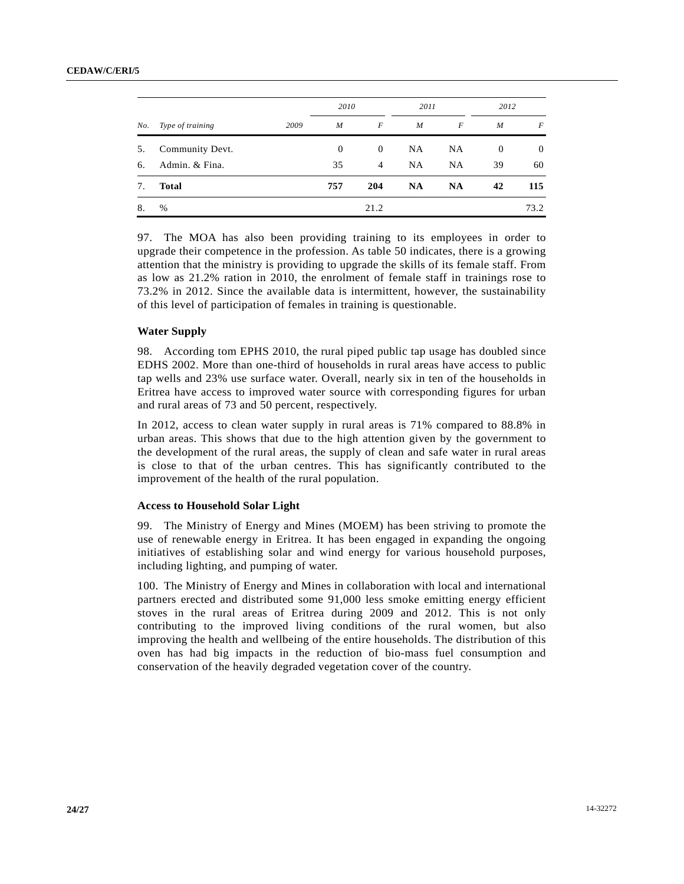| No. | Type of training | 2009 | 2010 | | 2011 | | 2012 | |
|---|---|---|---|---|---|---|---|---|
| | | | M | F | M | F | M | F |
| 5. | Community Devt. | | 0 | 0 | NA | NA | 0 | 0 |
| 6. | Admin. & Fina. | | 35 | 4 | NA | NA | 39 | 60 |
| 7. | **Total** | | **757** | **204** | **NA** | **NA** | **42** | **115** |
| 8. | % | | | 21.2 | | | | 73.2 |

97. The MOA has also been providing training to its employees in order to upgrade their competence in the profession. As table 50 indicates, there is a growing attention that the ministry is providing to upgrade the skills of its female staff. From as low as 21.2% ration in 2010, the enrolment of female staff in trainings rose to 73.2% in 2012. Since the available data is intermittent, however, the sustainability of this level of participation of females in training is questionable.

**Water Supply**

98. According tom EPHS 2010, the rural piped public tap usage has doubled since EDHS 2002. More than one-third of households in rural areas have access to public tap wells and 23% use surface water. Overall, nearly six in ten of the households in Eritrea have access to improved water source with corresponding figures for urban and rural areas of 73 and 50 percent, respectively.

In 2012, access to clean water supply in rural areas is 71% compared to 88.8% in urban areas. This shows that due to the high attention given by the government to the development of the rural areas, the supply of clean and safe water in rural areas is close to that of the urban centres. This has significantly contributed to the improvement of the health of the rural population.

**Access to Household Solar Light**

99. The Ministry of Energy and Mines (MOEM) has been striving to promote the use of renewable energy in Eritrea. It has been engaged in expanding the ongoing initiatives of establishing solar and wind energy for various household purposes, including lighting, and pumping of water.

100. The Ministry of Energy and Mines in collaboration with local and international partners erected and distributed some 91,000 less smoke emitting energy efficient stoves in the rural areas of Eritrea during 2009 and 2012. This is not only contributing to the improved living conditions of the rural women, but also improving the health and wellbeing of the entire households. The distribution of this oven has had big impacts in the reduction of bio-mass fuel consumption and conservation of the heavily degraded vegetation cover of the country.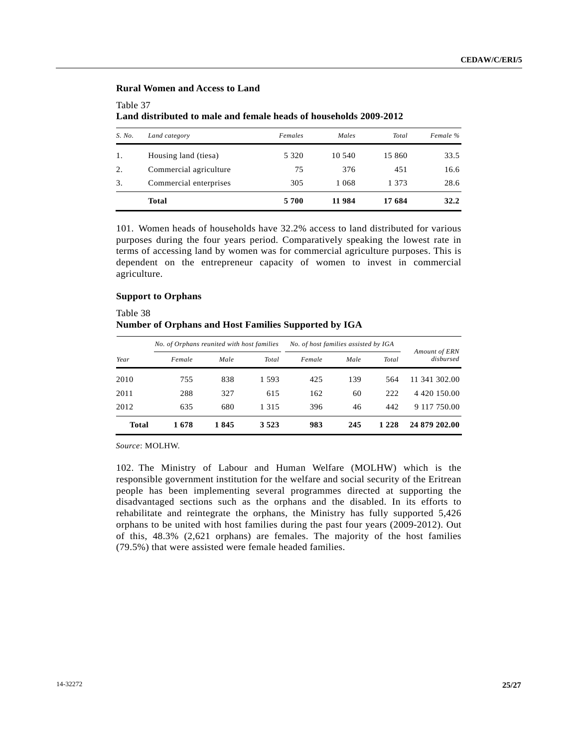**Rural Women and Access to Land**

Table 37
**Land distributed to male and female heads of households 2009-2012**

| S. No. | Land category | Females | Males | Total | Female % |
|---|---|---|---|---|---|
| 1. | Housing land (tiesa) | 5 320 | 10 540 | 15 860 | 33.5 |
| 2. | Commercial agriculture | 75 | 376 | 451 | 16.6 |
| 3. | Commercial enterprises | 305 | 1 068 | 1 373 | 28.6 |
| | **Total** | **5 700** | **11 984** | **17 684** | **32.2** |

101. Women heads of households have 32.2% access to land distributed for various purposes during the four years period. Comparatively speaking the lowest rate in terms of accessing land by women was for commercial agriculture purposes. This is dependent on the entrepreneur capacity of women to invest in commercial agriculture.

**Support to Orphans**

Table 38
**Number of Orphans and Host Families Supported by IGA**

| Year | No. of Orphans reunited with host families | | | No. of host families assisted by IGA | | | Amount of ERN disbursed |
|---|---|---|---|---|---|---|---|
| | Female | Male | Total | Female | Male | Total | |
| 2010 | 755 | 838 | 1 593 | 425 | 139 | 564 | 11 341 302.00 |
| 2011 | 288 | 327 | 615 | 162 | 60 | 222 | 4 420 150.00 |
| 2012 | 635 | 680 | 1 315 | 396 | 46 | 442 | 9 117 750.00 |
| **Total** | **1 678** | **1 845** | **3 523** | **983** | **245** | **1 228** | **24 879 202.00** |

*Source*: MOLHW.

102. The Ministry of Labour and Human Welfare (MOLHW) which is the responsible government institution for the welfare and social security of the Eritrean people has been implementing several programmes directed at supporting the disadvantaged sections such as the orphans and the disabled. In its efforts to rehabilitate and reintegrate the orphans, the Ministry has fully supported 5,426 orphans to be united with host families during the past four years (2009-2012). Out of this, 48.3% (2,621 orphans) are females. The majority of the host families (79.5%) that were assisted were female headed families.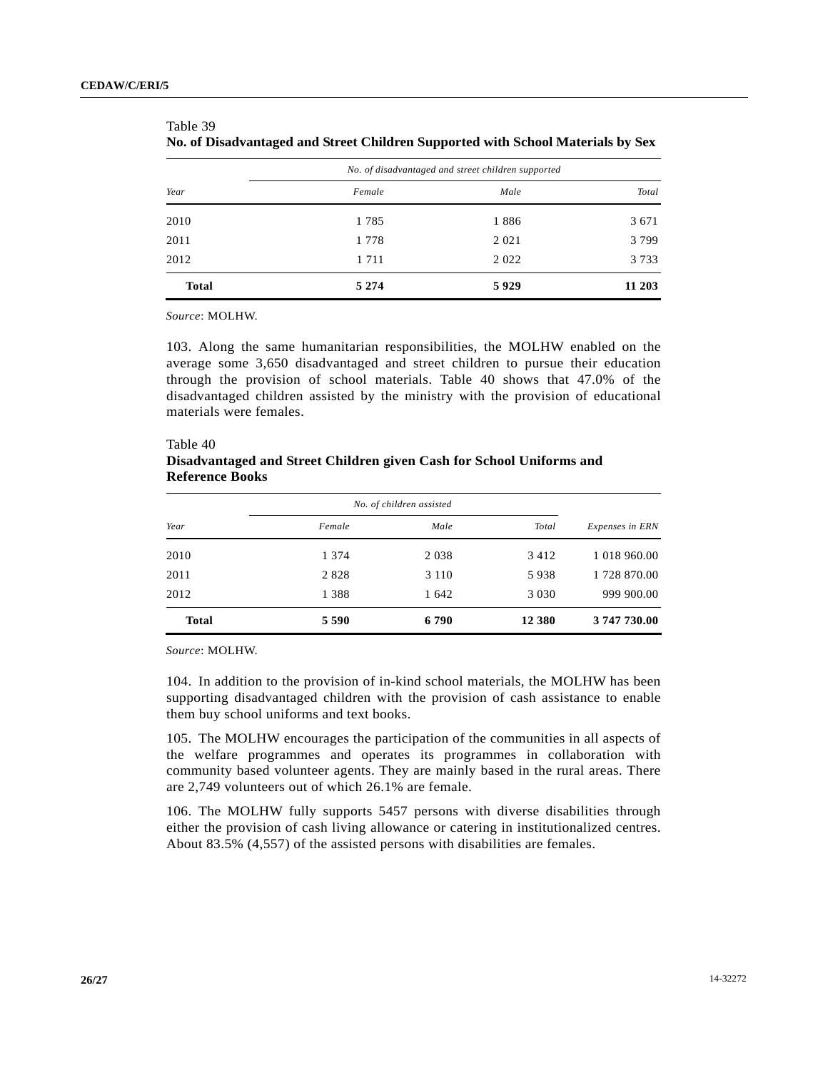Table 39

**No. of Disadvantaged and Street Children Supported with School Materials by Sex**

| Year | No. of disadvantaged and street children supported | | |
|---|---|---|---|
| | Female | Male | Total |
| 2010 | 1 785 | 1 886 | 3 671 |
| 2011 | 1 778 | 2 021 | 3 799 |
| 2012 | 1 711 | 2 022 | 3 733 |
| **Total** | **5 274** | **5 929** | **11 203** |

*Source*: MOLHW.

103. Along the same humanitarian responsibilities, the MOLHW enabled on the average some 3,650 disadvantaged and street children to pursue their education through the provision of school materials. Table 40 shows that 47.0% of the disadvantaged children assisted by the ministry with the provision of educational materials were females.

Table 40

**Disadvantaged and Street Children given Cash for School Uniforms and Reference Books**

| Year | No. of children assisted | | | Expenses in ERN |
|---|---|---|---|---|
| | Female | Male | Total | |
| 2010 | 1 374 | 2 038 | 3 412 | 1 018 960.00 |
| 2011 | 2 828 | 3 110 | 5 938 | 1 728 870.00 |
| 2012 | 1 388 | 1 642 | 3 030 | 999 900.00 |
| **Total** | **5 590** | **6 790** | **12 380** | **3 747 730.00** |

*Source*: MOLHW.

104. In addition to the provision of in-kind school materials, the MOLHW has been supporting disadvantaged children with the provision of cash assistance to enable them buy school uniforms and text books.

105. The MOLHW encourages the participation of the communities in all aspects of the welfare programmes and operates its programmes in collaboration with community based volunteer agents. They are mainly based in the rural areas. There are 2,749 volunteers out of which 26.1% are female.

106. The MOLHW fully supports 5457 persons with diverse disabilities through either the provision of cash living allowance or catering in institutionalized centres. About 83.5% (4,557) of the assisted persons with disabilities are females.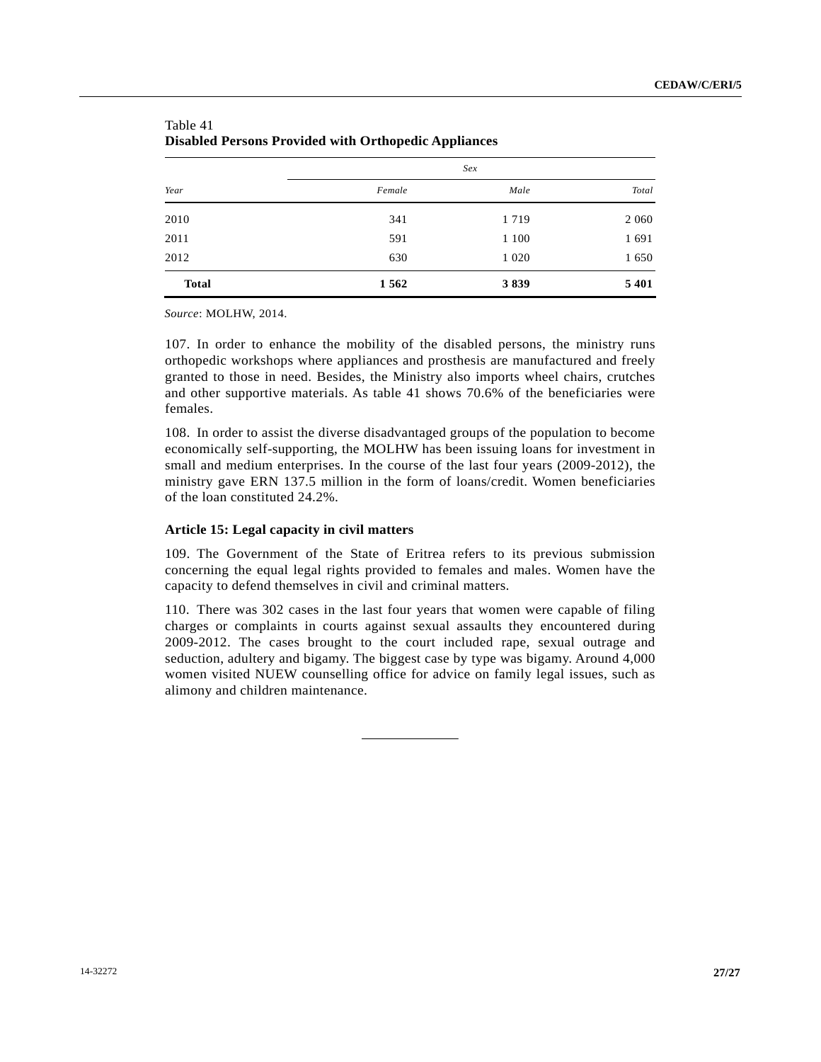Table 41
**Disabled Persons Provided with Orthopedic Appliances**

| *Year* | *Sex* | | |
| --- | --- | --- | --- |
| | *Female* | *Male* | *Total* |
| 2010 | 341 | 1 719 | 2 060 |
| 2011 | 591 | 1 100 | 1 691 |
| 2012 | 630 | 1 020 | 1 650 |
| **Total** | **1 562** | **3 839** | **5 401** |

*Source*: MOLHW, 2014.

107. In order to enhance the mobility of the disabled persons, the ministry runs orthopedic workshops where appliances and prosthesis are manufactured and freely granted to those in need. Besides, the Ministry also imports wheel chairs, crutches and other supportive materials. As table 41 shows 70.6% of the beneficiaries were females.

108. In order to assist the diverse disadvantaged groups of the population to become economically self-supporting, the MOLHW has been issuing loans for investment in small and medium enterprises. In the course of the last four years (2009-2012), the ministry gave ERN 137.5 million in the form of loans/credit. Women beneficiaries of the loan constituted 24.2%.

### Article 15: Legal capacity in civil matters

109. The Government of the State of Eritrea refers to its previous submission concerning the equal legal rights provided to females and males. Women have the capacity to defend themselves in civil and criminal matters.

110. There was 302 cases in the last four years that women were capable of filing charges or complaints in courts against sexual assaults they encountered during 2009-2012. The cases brought to the court included rape, sexual outrage and seduction, adultery and bigamy. The biggest case by type was bigamy. Around 4,000 women visited NUEW counselling office for advice on family legal issues, such as alimony and children maintenance.